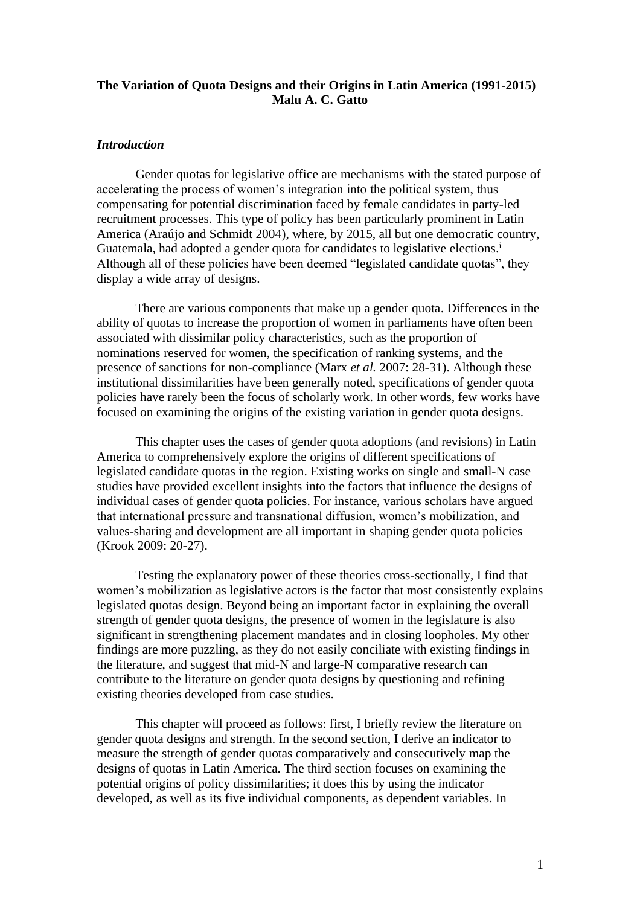**The Variation of Quota Designs and their Origins in Latin America (1991-2015)**
**Malu A. C. Gatto**

### *Introduction*

Gender quotas for legislative office are mechanisms with the stated purpose of accelerating the process of women's integration into the political system, thus compensating for potential discrimination faced by female candidates in party-led recruitment processes. This type of policy has been particularly prominent in Latin America (Araújo and Schmidt 2004), where, by 2015, all but one democratic country, Guatemala, had adopted a gender quota for candidates to legislative elections.[i] Although all of these policies have been deemed "legislated candidate quotas", they display a wide array of designs.

There are various components that make up a gender quota. Differences in the ability of quotas to increase the proportion of women in parliaments have often been associated with dissimilar policy characteristics, such as the proportion of nominations reserved for women, the specification of ranking systems, and the presence of sanctions for non-compliance (Marx *et al.* 2007: 28-31). Although these institutional dissimilarities have been generally noted, specifications of gender quota policies have rarely been the focus of scholarly work. In other words, few works have focused on examining the origins of the existing variation in gender quota designs.

This chapter uses the cases of gender quota adoptions (and revisions) in Latin America to comprehensively explore the origins of different specifications of legislated candidate quotas in the region. Existing works on single and small-N case studies have provided excellent insights into the factors that influence the designs of individual cases of gender quota policies. For instance, various scholars have argued that international pressure and transnational diffusion, women's mobilization, and values-sharing and development are all important in shaping gender quota policies (Krook 2009: 20-27).

Testing the explanatory power of these theories cross-sectionally, I find that women's mobilization as legislative actors is the factor that most consistently explains legislated quotas design. Beyond being an important factor in explaining the overall strength of gender quota designs, the presence of women in the legislature is also significant in strengthening placement mandates and in closing loopholes. My other findings are more puzzling, as they do not easily conciliate with existing findings in the literature, and suggest that mid-N and large-N comparative research can contribute to the literature on gender quota designs by questioning and refining existing theories developed from case studies.

This chapter will proceed as follows: first, I briefly review the literature on gender quota designs and strength. In the second section, I derive an indicator to measure the strength of gender quotas comparatively and consecutively map the designs of quotas in Latin America. The third section focuses on examining the potential origins of policy dissimilarities; it does this by using the indicator developed, as well as its five individual components, as dependent variables. In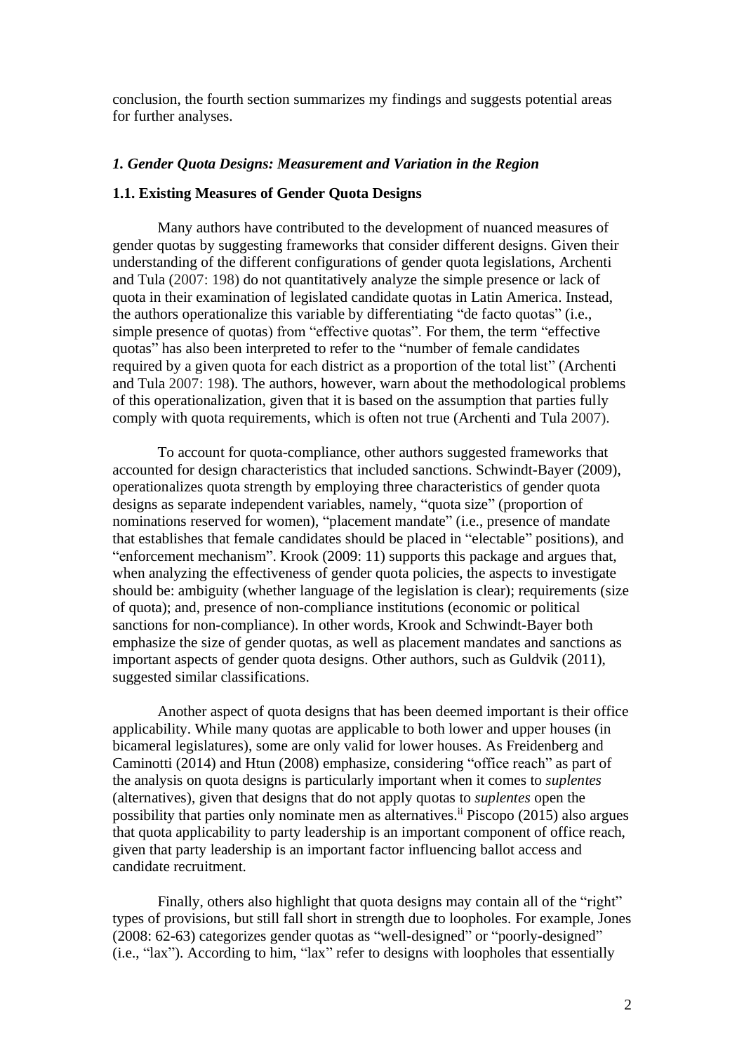conclusion, the fourth section summarizes my findings and suggests potential areas for further analyses.

## *1. Gender Quota Designs: Measurement and Variation in the Region*

### 1.1. Existing Measures of Gender Quota Designs

Many authors have contributed to the development of nuanced measures of gender quotas by suggesting frameworks that consider different designs. Given their understanding of the different configurations of gender quota legislations, Archenti and Tula (2007: 198) do not quantitatively analyze the simple presence or lack of quota in their examination of legislated candidate quotas in Latin America. Instead, the authors operationalize this variable by differentiating "de facto quotas" (i.e., simple presence of quotas) from "effective quotas". For them, the term "effective quotas" has also been interpreted to refer to the "number of female candidates required by a given quota for each district as a proportion of the total list" (Archenti and Tula 2007: 198). The authors, however, warn about the methodological problems of this operationalization, given that it is based on the assumption that parties fully comply with quota requirements, which is often not true (Archenti and Tula 2007).

To account for quota-compliance, other authors suggested frameworks that accounted for design characteristics that included sanctions. Schwindt-Bayer (2009), operationalizes quota strength by employing three characteristics of gender quota designs as separate independent variables, namely, "quota size" (proportion of nominations reserved for women), "placement mandate" (i.e., presence of mandate that establishes that female candidates should be placed in "electable" positions), and "enforcement mechanism". Krook (2009: 11) supports this package and argues that, when analyzing the effectiveness of gender quota policies, the aspects to investigate should be: ambiguity (whether language of the legislation is clear); requirements (size of quota); and, presence of non-compliance institutions (economic or political sanctions for non-compliance). In other words, Krook and Schwindt-Bayer both emphasize the size of gender quotas, as well as placement mandates and sanctions as important aspects of gender quota designs. Other authors, such as Guldvik (2011), suggested similar classifications.

Another aspect of quota designs that has been deemed important is their office applicability. While many quotas are applicable to both lower and upper houses (in bicameral legislatures), some are only valid for lower houses. As Freidenberg and Caminotti (2014) and Htun (2008) emphasize, considering "office reach" as part of the analysis on quota designs is particularly important when it comes to *suplentes* (alternatives), given that designs that do not apply quotas to *suplentes* open the possibility that parties only nominate men as alternatives.[ii] Piscopo (2015) also argues that quota applicability to party leadership is an important component of office reach, given that party leadership is an important factor influencing ballot access and candidate recruitment.

Finally, others also highlight that quota designs may contain all of the "right" types of provisions, but still fall short in strength due to loopholes. For example, Jones (2008: 62-63) categorizes gender quotas as "well-designed" or "poorly-designed" (i.e., "lax"). According to him, "lax" refer to designs with loopholes that essentially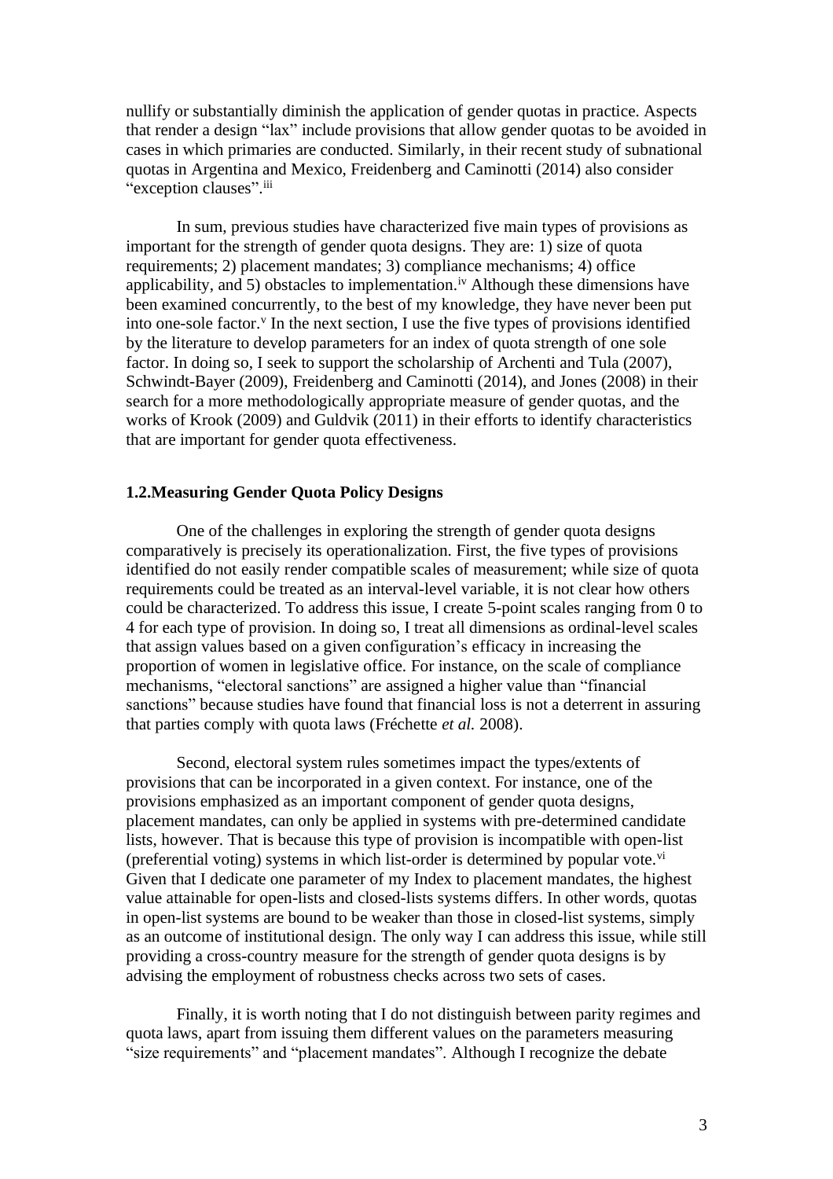nullify or substantially diminish the application of gender quotas in practice. Aspects that render a design "lax" include provisions that allow gender quotas to be avoided in cases in which primaries are conducted. Similarly, in their recent study of subnational quotas in Argentina and Mexico, Freidenberg and Caminotti (2014) also consider "exception clauses".[iii]

In sum, previous studies have characterized five main types of provisions as important for the strength of gender quota designs. They are: 1) size of quota requirements; 2) placement mandates; 3) compliance mechanisms; 4) office applicability, and 5) obstacles to implementation.[iv] Although these dimensions have been examined concurrently, to the best of my knowledge, they have never been put into one-sole factor.[v] In the next section, I use the five types of provisions identified by the literature to develop parameters for an index of quota strength of one sole factor. In doing so, I seek to support the scholarship of Archenti and Tula (2007), Schwindt-Bayer (2009), Freidenberg and Caminotti (2014), and Jones (2008) in their search for a more methodologically appropriate measure of gender quotas, and the works of Krook (2009) and Guldvik (2011) in their efforts to identify characteristics that are important for gender quota effectiveness.

## 1.2. Measuring Gender Quota Policy Designs

One of the challenges in exploring the strength of gender quota designs comparatively is precisely its operationalization. First, the five types of provisions identified do not easily render compatible scales of measurement; while size of quota requirements could be treated as an interval-level variable, it is not clear how others could be characterized. To address this issue, I create 5-point scales ranging from 0 to 4 for each type of provision. In doing so, I treat all dimensions as ordinal-level scales that assign values based on a given configuration's efficacy in increasing the proportion of women in legislative office. For instance, on the scale of compliance mechanisms, "electoral sanctions" are assigned a higher value than "financial sanctions" because studies have found that financial loss is not a deterrent in assuring that parties comply with quota laws (Fréchette *et al.* 2008).

Second, electoral system rules sometimes impact the types/extents of provisions that can be incorporated in a given context. For instance, one of the provisions emphasized as an important component of gender quota designs, placement mandates, can only be applied in systems with pre-determined candidate lists, however. That is because this type of provision is incompatible with open-list (preferential voting) systems in which list-order is determined by popular vote.[vi] Given that I dedicate one parameter of my Index to placement mandates, the highest value attainable for open-lists and closed-lists systems differs. In other words, quotas in open-list systems are bound to be weaker than those in closed-list systems, simply as an outcome of institutional design. The only way I can address this issue, while still providing a cross-country measure for the strength of gender quota designs is by advising the employment of robustness checks across two sets of cases.

Finally, it is worth noting that I do not distinguish between parity regimes and quota laws, apart from issuing them different values on the parameters measuring "size requirements" and "placement mandates". Although I recognize the debate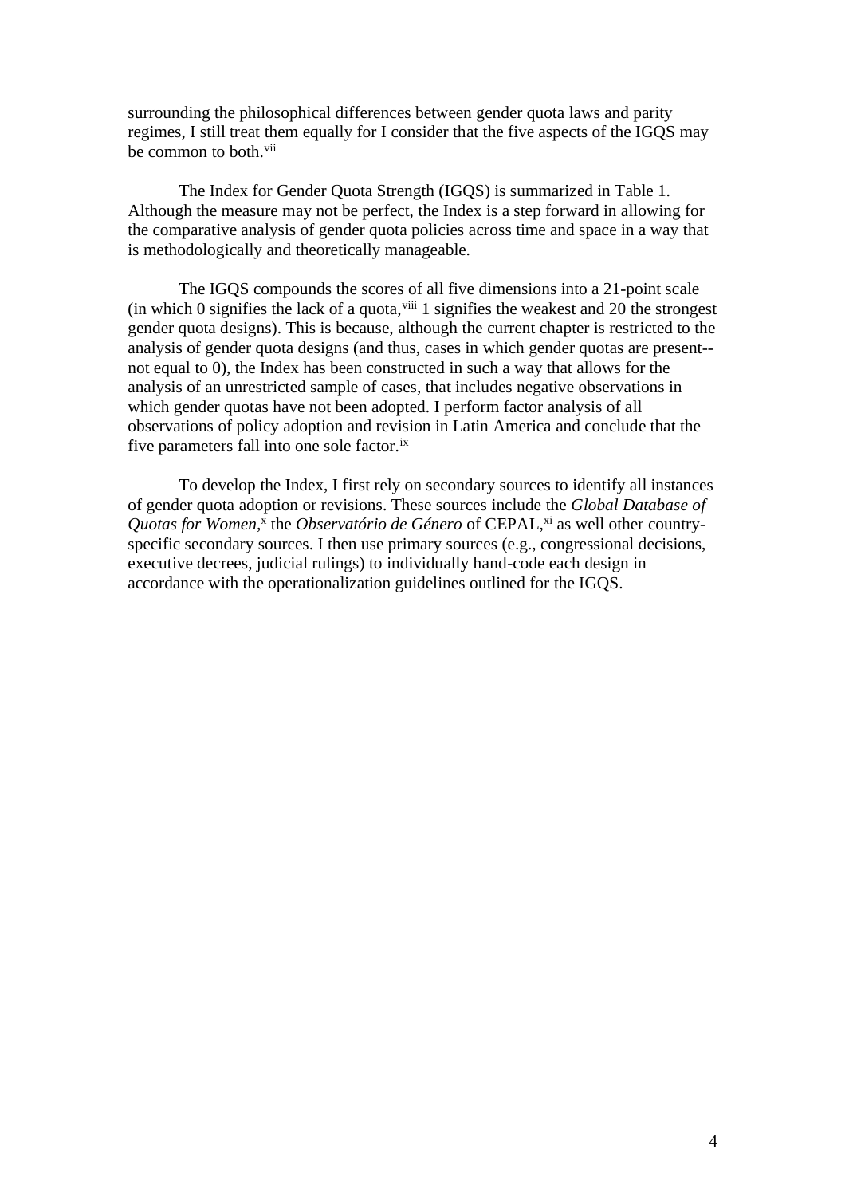surrounding the philosophical differences between gender quota laws and parity regimes, I still treat them equally for I consider that the five aspects of the IGQS may be common to both.[vii]

The Index for Gender Quota Strength (IGQS) is summarized in Table 1. Although the measure may not be perfect, the Index is a step forward in allowing for the comparative analysis of gender quota policies across time and space in a way that is methodologically and theoretically manageable.

The IGQS compounds the scores of all five dimensions into a 21-point scale (in which 0 signifies the lack of a quota,[viii] 1 signifies the weakest and 20 the strongest gender quota designs). This is because, although the current chapter is restricted to the analysis of gender quota designs (and thus, cases in which gender quotas are present--not equal to 0), the Index has been constructed in such a way that allows for the analysis of an unrestricted sample of cases, that includes negative observations in which gender quotas have not been adopted. I perform factor analysis of all observations of policy adoption and revision in Latin America and conclude that the five parameters fall into one sole factor.[ix]

To develop the Index, I first rely on secondary sources to identify all instances of gender quota adoption or revisions. These sources include the *Global Database of Quotas for Women*,[x] the *Observatório de Género* of CEPAL,[xi] as well other country-specific secondary sources. I then use primary sources (e.g., congressional decisions, executive decrees, judicial rulings) to individually hand-code each design in accordance with the operationalization guidelines outlined for the IGQS.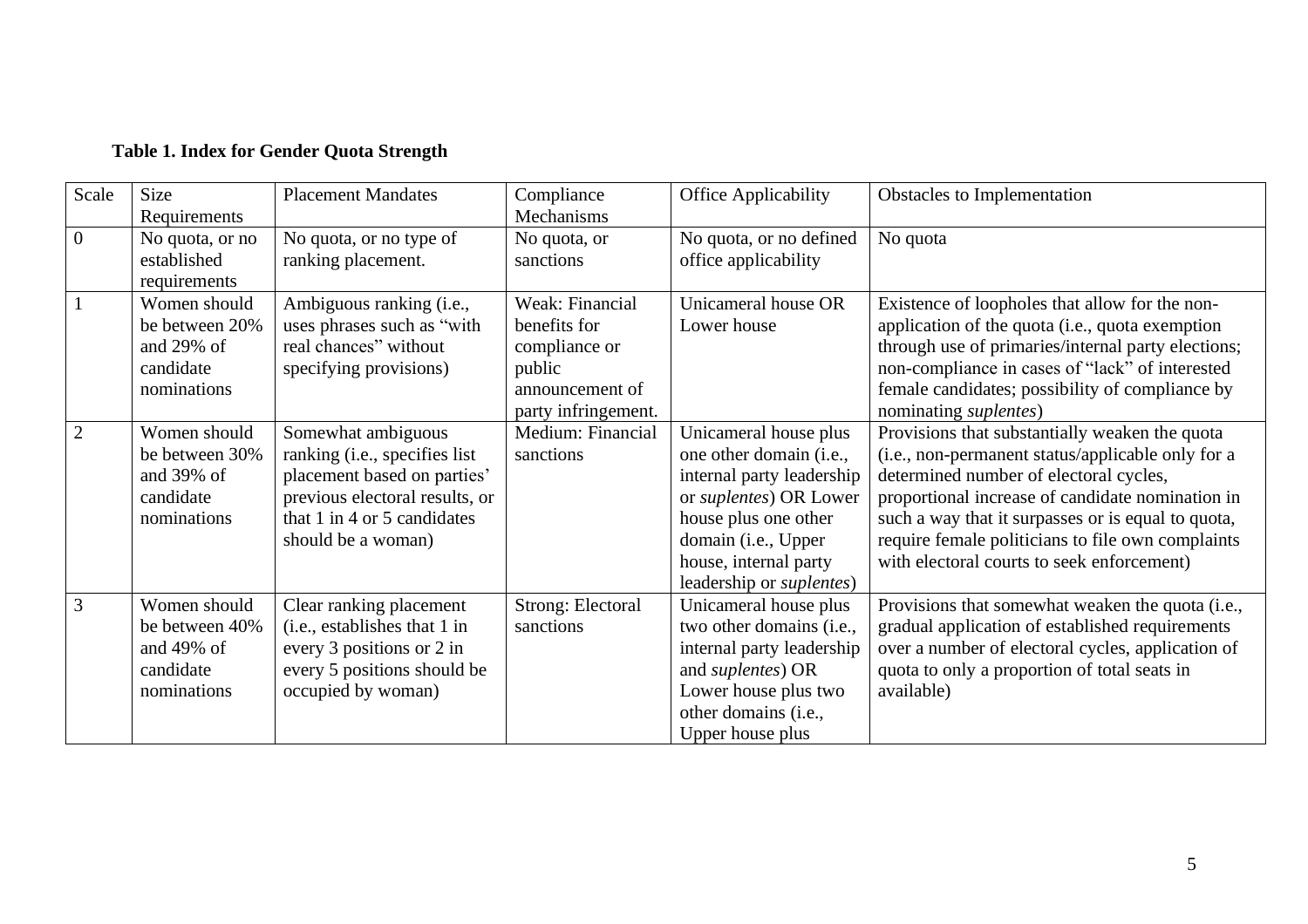**Table 1. Index for Gender Quota Strength**

| Scale | Size Requirements | Placement Mandates | Compliance Mechanisms | Office Applicability | Obstacles to Implementation |
|---|---|---|---|---|---|
| 0 | No quota, or no established requirements | No quota, or no type of ranking placement. | No quota, or sanctions | No quota, or no defined office applicability | No quota |
| 1 | Women should be between 20% and 29% of candidate nominations | Ambiguous ranking (i.e., uses phrases such as "with real chances" without specifying provisions) | Weak: Financial benefits for compliance or public announcement of party infringement. | Unicameral house OR Lower house | Existence of loopholes that allow for the non-application of the quota (i.e., quota exemption through use of primaries/internal party elections; non-compliance in cases of "lack" of interested female candidates; possibility of compliance by nominating *suplentes*) |
| 2 | Women should be between 30% and 39% of candidate nominations | Somewhat ambiguous ranking (i.e., specifies list placement based on parties' previous electoral results, or that 1 in 4 or 5 candidates should be a woman) | Medium: Financial sanctions | Unicameral house plus one other domain (i.e., internal party leadership or *suplentes*) OR Lower house plus one other domain (i.e., Upper house, internal party leadership or *suplentes*) | Provisions that substantially weaken the quota (i.e., non-permanent status/applicable only for a determined number of electoral cycles, proportional increase of candidate nomination in such a way that it surpasses or is equal to quota, require female politicians to file own complaints with electoral courts to seek enforcement) |
| 3 | Women should be between 40% and 49% of candidate nominations | Clear ranking placement (i.e., establishes that 1 in every 3 positions or 2 in every 5 positions should be occupied by woman) | Strong: Electoral sanctions | Unicameral house plus two other domains (i.e., internal party leadership and *suplentes*) OR Lower house plus two other domains (i.e., Upper house plus | Provisions that somewhat weaken the quota (i.e., gradual application of established requirements over a number of electoral cycles, application of quota to only a proportion of total seats in available) |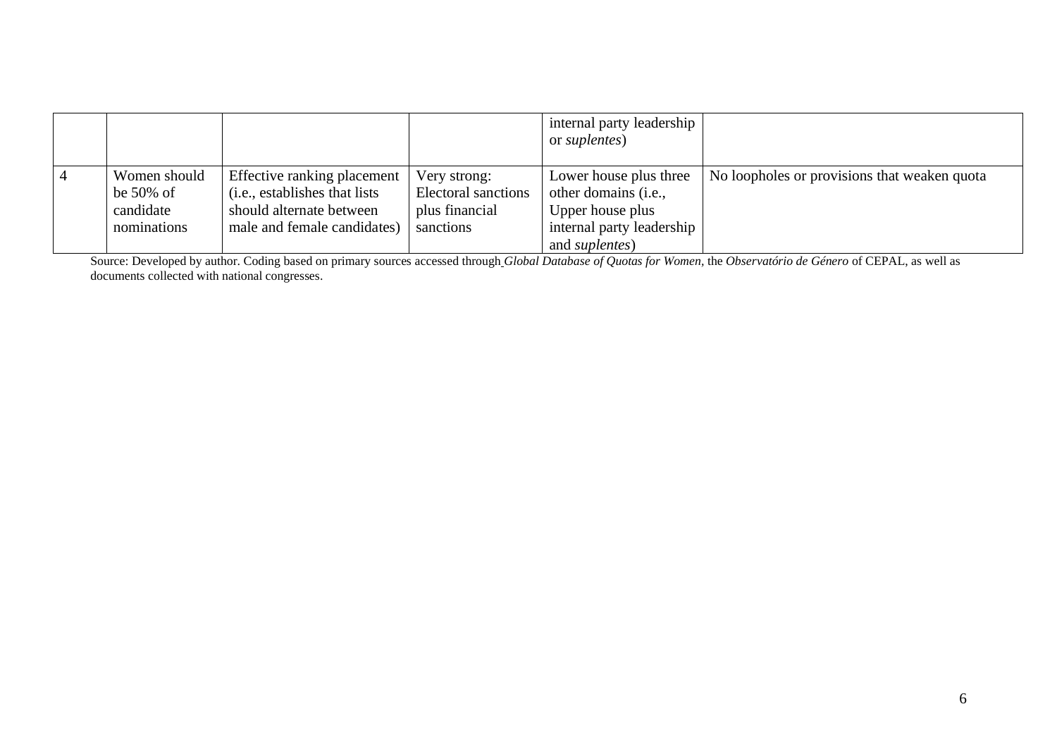| | | | | | |
|---|---|---|---|---|---|
| | | | | internal party leadership or *suplentes*) | |
| 4 | Women should be 50% of candidate nominations | Effective ranking placement (i.e., establishes that lists should alternate between male and female candidates) | Very strong: Electoral sanctions plus financial sanctions | Lower house plus three other domains (i.e., Upper house plus internal party leadership and *suplentes*) | No loopholes or provisions that weaken quota |

Source: Developed by author. Coding based on primary sources accessed through *Global Database of Quotas for Women*, the *Observatório de Género* of CEPAL, as well as documents collected with national congresses.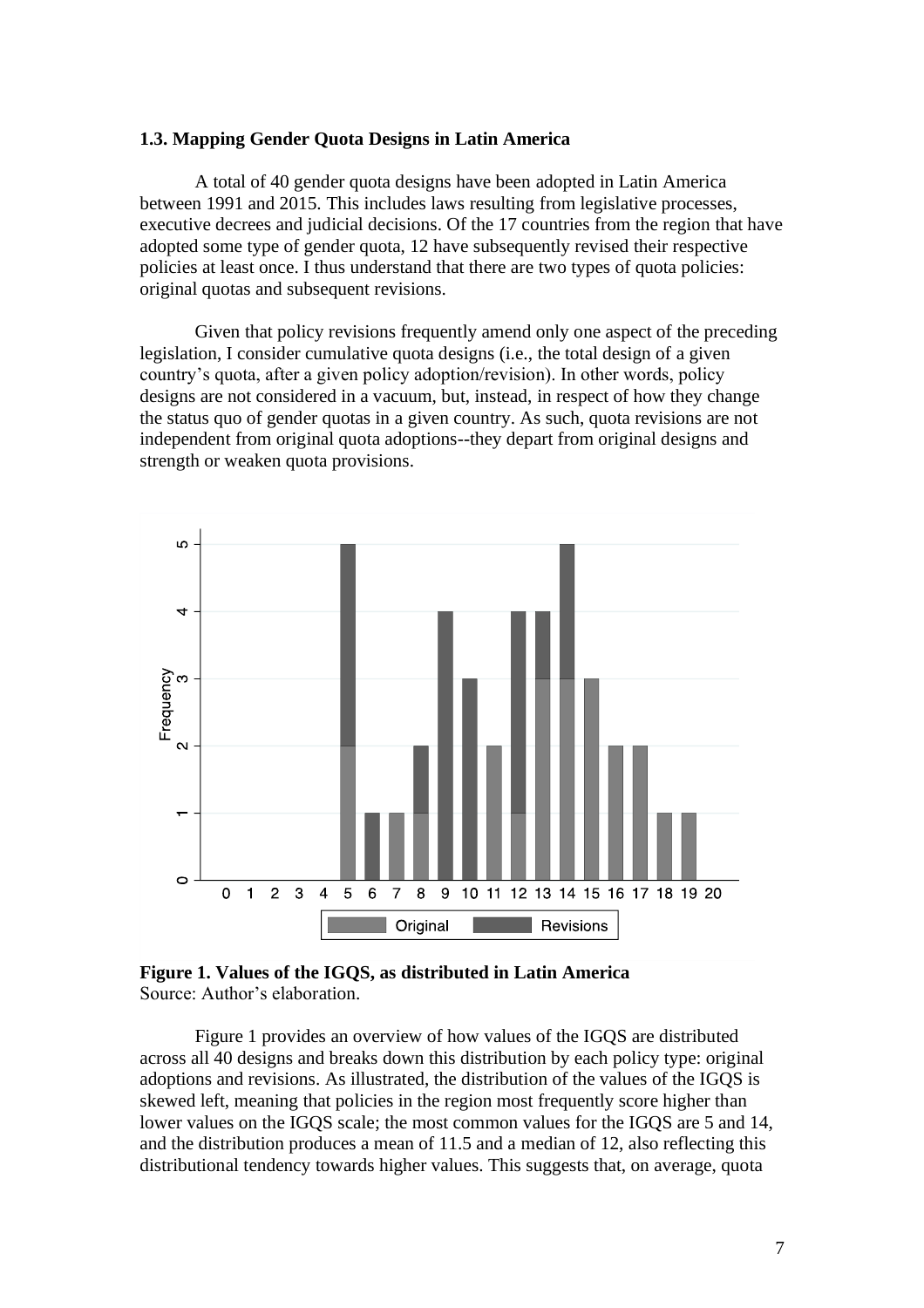### 1.3. Mapping Gender Quota Designs in Latin America

A total of 40 gender quota designs have been adopted in Latin America between 1991 and 2015. This includes laws resulting from legislative processes, executive decrees and judicial decisions. Of the 17 countries from the region that have adopted some type of gender quota, 12 have subsequently revised their respective policies at least once. I thus understand that there are two types of quota policies: original quotas and subsequent revisions.

Given that policy revisions frequently amend only one aspect of the preceding legislation, I consider cumulative quota designs (i.e., the total design of a given country's quota, after a given policy adoption/revision). In other words, policy designs are not considered in a vacuum, but, instead, in respect of how they change the status quo of gender quotas in a given country. As such, quota revisions are not independent from original quota adoptions--they depart from original designs and strength or weaken quota provisions.

**Figure 1. Values of the IGQS, as distributed in Latin America**
Source: Author's elaboration.

Figure 1 provides an overview of how values of the IGQS are distributed across all 40 designs and breaks down this distribution by each policy type: original adoptions and revisions. As illustrated, the distribution of the values of the IGQS is skewed left, meaning that policies in the region most frequently score higher than lower values on the IGQS scale; the most common values for the IGQS are 5 and 14, and the distribution produces a mean of 11.5 and a median of 12, also reflecting this distributional tendency towards higher values. This suggests that, on average, quota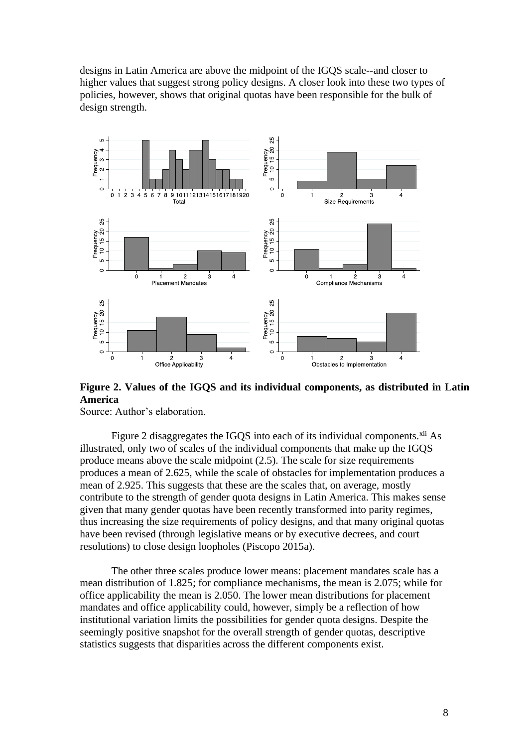designs in Latin America are above the midpoint of the IGQS scale--and closer to higher values that suggest strong policy designs. A closer look into these two types of policies, however, shows that original quotas have been responsible for the bulk of design strength.

**Figure 2. Values of the IGQS and its individual components, as distributed in Latin America**

Source: Author's elaboration.

Figure 2 disaggregates the IGQS into each of its individual components.[xii] As illustrated, only two of scales of the individual components that make up the IGQS produce means above the scale midpoint (2.5). The scale for size requirements produces a mean of 2.625, while the scale of obstacles for implementation produces a mean of 2.925. This suggests that these are the scales that, on average, mostly contribute to the strength of gender quota designs in Latin America. This makes sense given that many gender quotas have been recently transformed into parity regimes, thus increasing the size requirements of policy designs, and that many original quotas have been revised (through legislative means or by executive decrees, and court resolutions) to close design loopholes (Piscopo 2015a).

The other three scales produce lower means: placement mandates scale has a mean distribution of 1.825; for compliance mechanisms, the mean is 2.075; while for office applicability the mean is 2.050. The lower mean distributions for placement mandates and office applicability could, however, simply be a reflection of how institutional variation limits the possibilities for gender quota designs. Despite the seemingly positive snapshot for the overall strength of gender quotas, descriptive statistics suggests that disparities across the different components exist.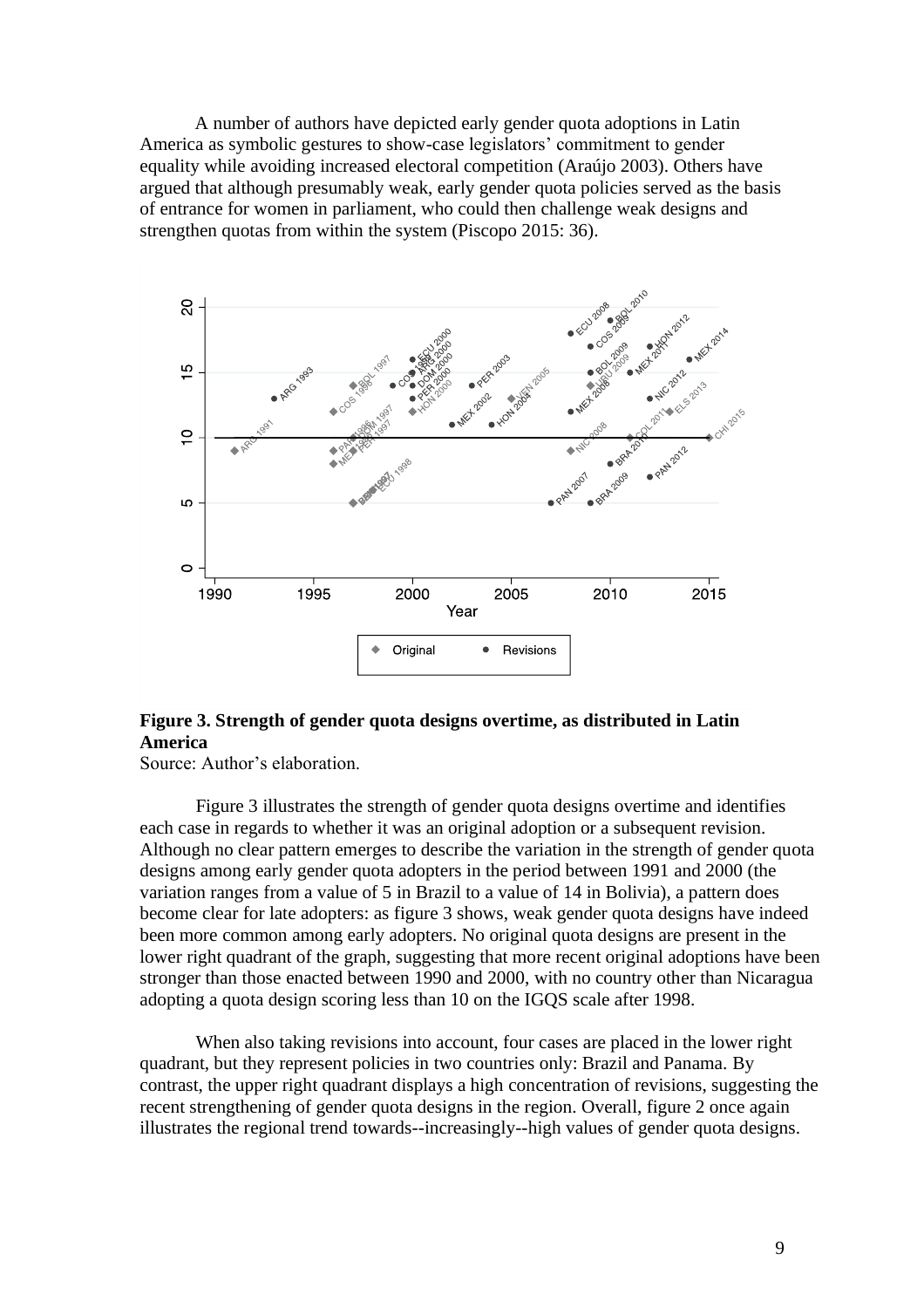A number of authors have depicted early gender quota adoptions in Latin America as symbolic gestures to show-case legislators' commitment to gender equality while avoiding increased electoral competition (Araújo 2003). Others have argued that although presumably weak, early gender quota policies served as the basis of entrance for women in parliament, who could then challenge weak designs and strengthen quotas from within the system (Piscopo 2015: 36).

**Figure 3. Strength of gender quota designs overtime, as distributed in Latin America**

Source: Author's elaboration.

Figure 3 illustrates the strength of gender quota designs overtime and identifies each case in regards to whether it was an original adoption or a subsequent revision. Although no clear pattern emerges to describe the variation in the strength of gender quota designs among early gender quota adopters in the period between 1991 and 2000 (the variation ranges from a value of 5 in Brazil to a value of 14 in Bolivia), a pattern does become clear for late adopters: as figure 3 shows, weak gender quota designs have indeed been more common among early adopters. No original quota designs are present in the lower right quadrant of the graph, suggesting that more recent original adoptions have been stronger than those enacted between 1990 and 2000, with no country other than Nicaragua adopting a quota design scoring less than 10 on the IGQS scale after 1998.

When also taking revisions into account, four cases are placed in the lower right quadrant, but they represent policies in two countries only: Brazil and Panama. By contrast, the upper right quadrant displays a high concentration of revisions, suggesting the recent strengthening of gender quota designs in the region. Overall, figure 2 once again illustrates the regional trend towards--increasingly--high values of gender quota designs.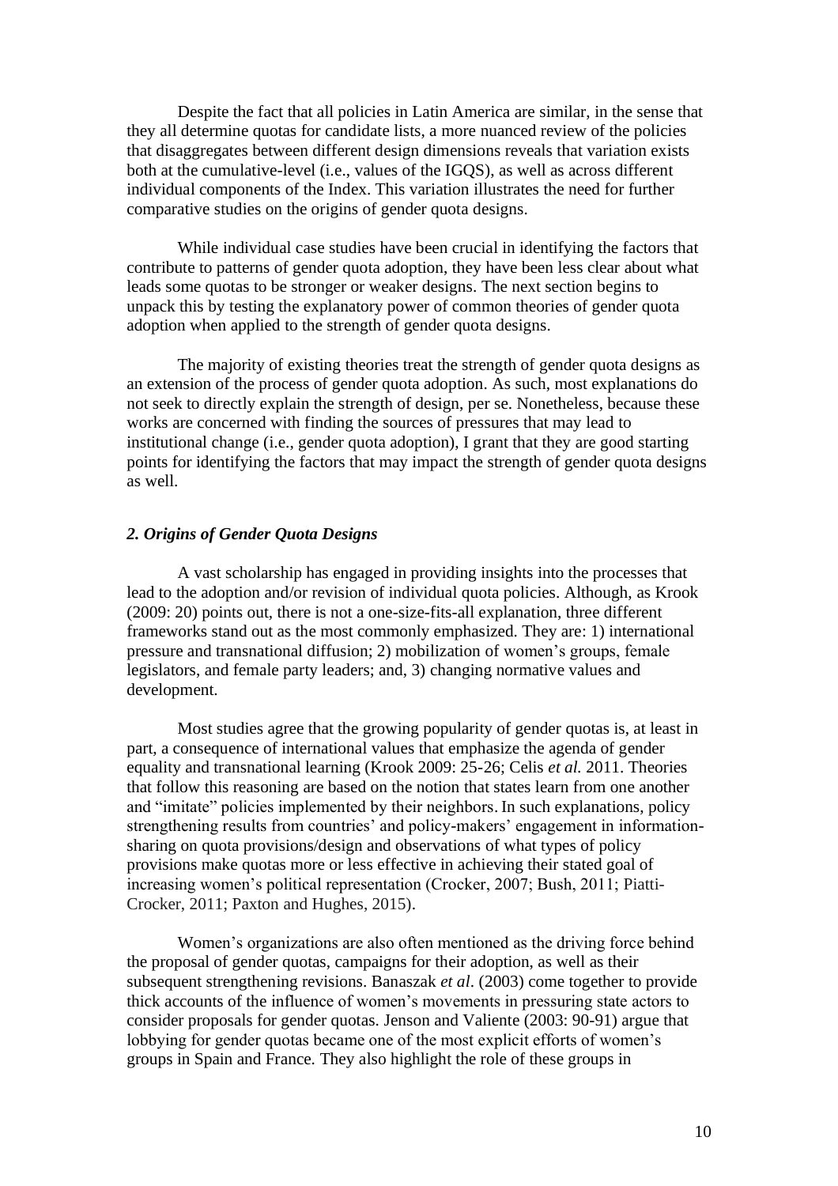Despite the fact that all policies in Latin America are similar, in the sense that they all determine quotas for candidate lists, a more nuanced review of the policies that disaggregates between different design dimensions reveals that variation exists both at the cumulative-level (i.e., values of the IGQS), as well as across different individual components of the Index. This variation illustrates the need for further comparative studies on the origins of gender quota designs.

While individual case studies have been crucial in identifying the factors that contribute to patterns of gender quota adoption, they have been less clear about what leads some quotas to be stronger or weaker designs. The next section begins to unpack this by testing the explanatory power of common theories of gender quota adoption when applied to the strength of gender quota designs.

The majority of existing theories treat the strength of gender quota designs as an extension of the process of gender quota adoption. As such, most explanations do not seek to directly explain the strength of design, per se. Nonetheless, because these works are concerned with finding the sources of pressures that may lead to institutional change (i.e., gender quota adoption), I grant that they are good starting points for identifying the factors that may impact the strength of gender quota designs as well.

### *2. Origins of Gender Quota Designs*

A vast scholarship has engaged in providing insights into the processes that lead to the adoption and/or revision of individual quota policies. Although, as Krook (2009: 20) points out, there is not a one-size-fits-all explanation, three different frameworks stand out as the most commonly emphasized. They are: 1) international pressure and transnational diffusion; 2) mobilization of women's groups, female legislators, and female party leaders; and, 3) changing normative values and development.

Most studies agree that the growing popularity of gender quotas is, at least in part, a consequence of international values that emphasize the agenda of gender equality and transnational learning (Krook 2009: 25-26; Celis *et al.* 2011. Theories that follow this reasoning are based on the notion that states learn from one another and "imitate" policies implemented by their neighbors. In such explanations, policy strengthening results from countries' and policy-makers' engagement in information-sharing on quota provisions/design and observations of what types of policy provisions make quotas more or less effective in achieving their stated goal of increasing women's political representation (Crocker, 2007; Bush, 2011; Piatti-Crocker, 2011; Paxton and Hughes, 2015).

Women's organizations are also often mentioned as the driving force behind the proposal of gender quotas, campaigns for their adoption, as well as their subsequent strengthening revisions. Banaszak *et al*. (2003) come together to provide thick accounts of the influence of women's movements in pressuring state actors to consider proposals for gender quotas. Jenson and Valiente (2003: 90-91) argue that lobbying for gender quotas became one of the most explicit efforts of women's groups in Spain and France. They also highlight the role of these groups in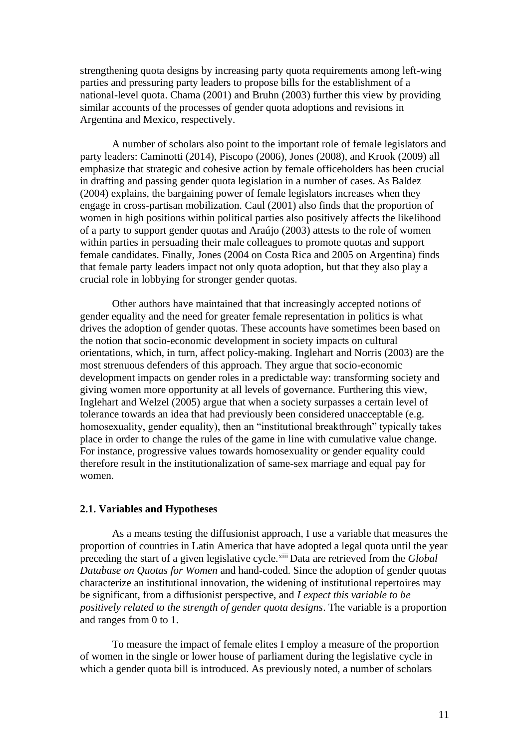strengthening quota designs by increasing party quota requirements among left-wing parties and pressuring party leaders to propose bills for the establishment of a national-level quota. Chama (2001) and Bruhn (2003) further this view by providing similar accounts of the processes of gender quota adoptions and revisions in Argentina and Mexico, respectively.

A number of scholars also point to the important role of female legislators and party leaders: Caminotti (2014), Piscopo (2006), Jones (2008), and Krook (2009) all emphasize that strategic and cohesive action by female officeholders has been crucial in drafting and passing gender quota legislation in a number of cases. As Baldez (2004) explains, the bargaining power of female legislators increases when they engage in cross-partisan mobilization. Caul (2001) also finds that the proportion of women in high positions within political parties also positively affects the likelihood of a party to support gender quotas and Araújo (2003) attests to the role of women within parties in persuading their male colleagues to promote quotas and support female candidates. Finally, Jones (2004 on Costa Rica and 2005 on Argentina) finds that female party leaders impact not only quota adoption, but that they also play a crucial role in lobbying for stronger gender quotas.

Other authors have maintained that that increasingly accepted notions of gender equality and the need for greater female representation in politics is what drives the adoption of gender quotas. These accounts have sometimes been based on the notion that socio-economic development in society impacts on cultural orientations, which, in turn, affect policy-making. Inglehart and Norris (2003) are the most strenuous defenders of this approach. They argue that socio-economic development impacts on gender roles in a predictable way: transforming society and giving women more opportunity at all levels of governance. Furthering this view, Inglehart and Welzel (2005) argue that when a society surpasses a certain level of tolerance towards an idea that had previously been considered unacceptable (e.g. homosexuality, gender equality), then an "institutional breakthrough" typically takes place in order to change the rules of the game in line with cumulative value change. For instance, progressive values towards homosexuality or gender equality could therefore result in the institutionalization of same-sex marriage and equal pay for women.

### 2.1. Variables and Hypotheses

As a means testing the diffusionist approach, I use a variable that measures the proportion of countries in Latin America that have adopted a legal quota until the year preceding the start of a given legislative cycle.[xiii] Data are retrieved from the *Global Database on Quotas for Women* and hand-coded. Since the adoption of gender quotas characterize an institutional innovation, the widening of institutional repertoires may be significant, from a diffusionist perspective, and *I expect this variable to be positively related to the strength of gender quota designs*. The variable is a proportion and ranges from 0 to 1.

To measure the impact of female elites I employ a measure of the proportion of women in the single or lower house of parliament during the legislative cycle in which a gender quota bill is introduced. As previously noted, a number of scholars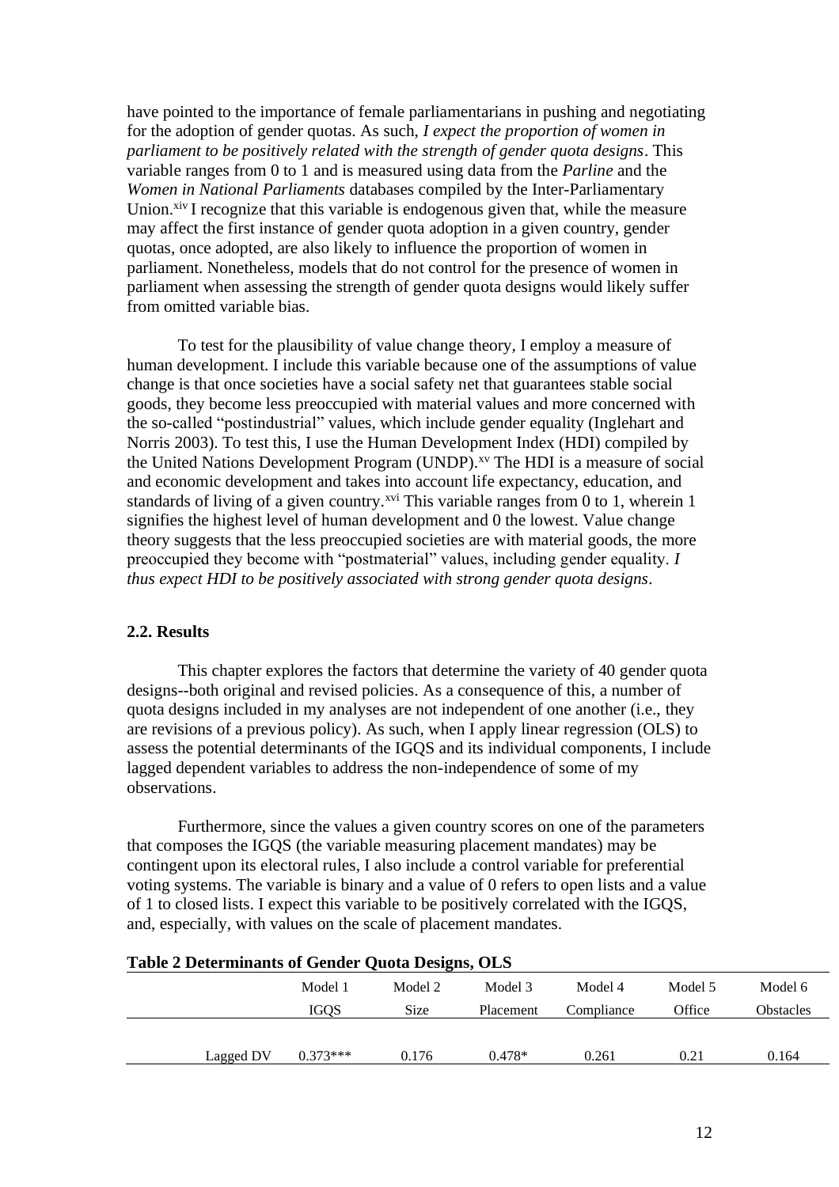have pointed to the importance of female parliamentarians in pushing and negotiating for the adoption of gender quotas. As such, *I expect the proportion of women in parliament to be positively related with the strength of gender quota designs*. This variable ranges from 0 to 1 and is measured using data from the *Parline* and the *Women in National Parliaments* databases compiled by the Inter-Parliamentary Union.[xiv] I recognize that this variable is endogenous given that, while the measure may affect the first instance of gender quota adoption in a given country, gender quotas, once adopted, are also likely to influence the proportion of women in parliament. Nonetheless, models that do not control for the presence of women in parliament when assessing the strength of gender quota designs would likely suffer from omitted variable bias.

To test for the plausibility of value change theory, I employ a measure of human development. I include this variable because one of the assumptions of value change is that once societies have a social safety net that guarantees stable social goods, they become less preoccupied with material values and more concerned with the so-called "postindustrial" values, which include gender equality (Inglehart and Norris 2003). To test this, I use the Human Development Index (HDI) compiled by the United Nations Development Program (UNDP).[xv] The HDI is a measure of social and economic development and takes into account life expectancy, education, and standards of living of a given country.[xvi] This variable ranges from 0 to 1, wherein 1 signifies the highest level of human development and 0 the lowest. Value change theory suggests that the less preoccupied societies are with material goods, the more preoccupied they become with "postmaterial" values, including gender equality. *I thus expect HDI to be positively associated with strong gender quota designs*.

### 2.2. Results

This chapter explores the factors that determine the variety of 40 gender quota designs--both original and revised policies. As a consequence of this, a number of quota designs included in my analyses are not independent of one another (i.e., they are revisions of a previous policy). As such, when I apply linear regression (OLS) to assess the potential determinants of the IGQS and its individual components, I include lagged dependent variables to address the non-independence of some of my observations.

Furthermore, since the values a given country scores on one of the parameters that composes the IGQS (the variable measuring placement mandates) may be contingent upon its electoral rules, I also include a control variable for preferential voting systems. The variable is binary and a value of 0 refers to open lists and a value of 1 to closed lists. I expect this variable to be positively correlated with the IGQS, and, especially, with values on the scale of placement mandates.

**Table 2 Determinants of Gender Quota Designs, OLS**

| | Model 1 | Model 2 | Model 3 | Model 4 | Model 5 | Model 6 |
|---|---|---|---|---|---|---|
| | IGQS | Size | Placement | Compliance | Office | Obstacles |
| Lagged DV | 0.373*** | 0.176 | 0.478* | 0.261 | 0.21 | 0.164 |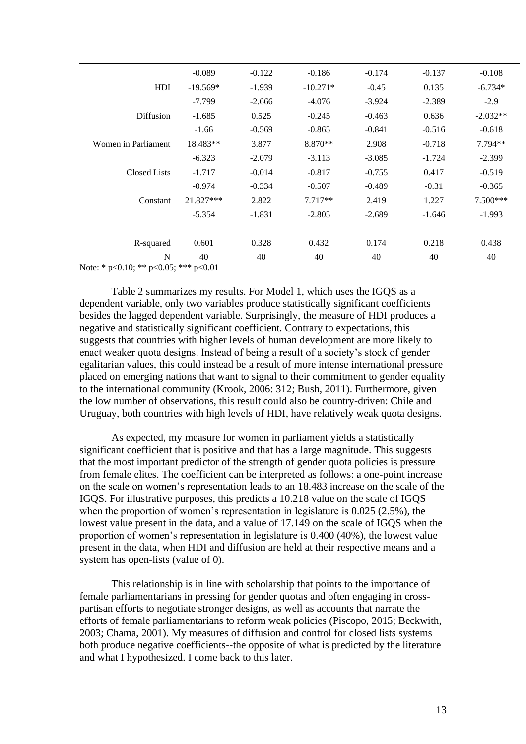| | | | | | | |
|---|---|---|---|---|---|---|
| | -0.089 | -0.122 | -0.186 | -0.174 | -0.137 | -0.108 |
| HDI | -19.569* | -1.939 | -10.271* | -0.45 | 0.135 | -6.734* |
| | -7.799 | -2.666 | -4.076 | -3.924 | -2.389 | -2.9 |
| Diffusion | -1.685 | 0.525 | -0.245 | -0.463 | 0.636 | -2.032** |
| | -1.66 | -0.569 | -0.865 | -0.841 | -0.516 | -0.618 |
| Women in Parliament | 18.483** | 3.877 | 8.870** | 2.908 | -0.718 | 7.794** |
| | -6.323 | -2.079 | -3.113 | -3.085 | -1.724 | -2.399 |
| Closed Lists | -1.717 | -0.014 | -0.817 | -0.755 | 0.417 | -0.519 |
| | -0.974 | -0.334 | -0.507 | -0.489 | -0.31 | -0.365 |
| Constant | 21.827*** | 2.822 | 7.717** | 2.419 | 1.227 | 7.500*** |
| | -5.354 | -1.831 | -2.805 | -2.689 | -1.646 | -1.993 |
| | | | | | | |
| R-squared | 0.601 | 0.328 | 0.432 | 0.174 | 0.218 | 0.438 |
| N | 40 | 40 | 40 | 40 | 40 | 40 |

Note: * p<0.10; ** p<0.05; *** p<0.01

Table 2 summarizes my results. For Model 1, which uses the IGQS as a dependent variable, only two variables produce statistically significant coefficients besides the lagged dependent variable. Surprisingly, the measure of HDI produces a negative and statistically significant coefficient. Contrary to expectations, this suggests that countries with higher levels of human development are more likely to enact weaker quota designs. Instead of being a result of a society's stock of gender egalitarian values, this could instead be a result of more intense international pressure placed on emerging nations that want to signal to their commitment to gender equality to the international community (Krook, 2006: 312; Bush, 2011). Furthermore, given the low number of observations, this result could also be country-driven: Chile and Uruguay, both countries with high levels of HDI, have relatively weak quota designs.

As expected, my measure for women in parliament yields a statistically significant coefficient that is positive and that has a large magnitude. This suggests that the most important predictor of the strength of gender quota policies is pressure from female elites. The coefficient can be interpreted as follows: a one-point increase on the scale on women's representation leads to an 18.483 increase on the scale of the IGQS. For illustrative purposes, this predicts a 10.218 value on the scale of IGQS when the proportion of women's representation in legislature is 0.025 (2.5%), the lowest value present in the data, and a value of 17.149 on the scale of IGQS when the proportion of women's representation in legislature is 0.400 (40%), the lowest value present in the data, when HDI and diffusion are held at their respective means and a system has open-lists (value of 0).

This relationship is in line with scholarship that points to the importance of female parliamentarians in pressing for gender quotas and often engaging in cross-partisan efforts to negotiate stronger designs, as well as accounts that narrate the efforts of female parliamentarians to reform weak policies (Piscopo, 2015; Beckwith, 2003; Chama, 2001). My measures of diffusion and control for closed lists systems both produce negative coefficients--the opposite of what is predicted by the literature and what I hypothesized. I come back to this later.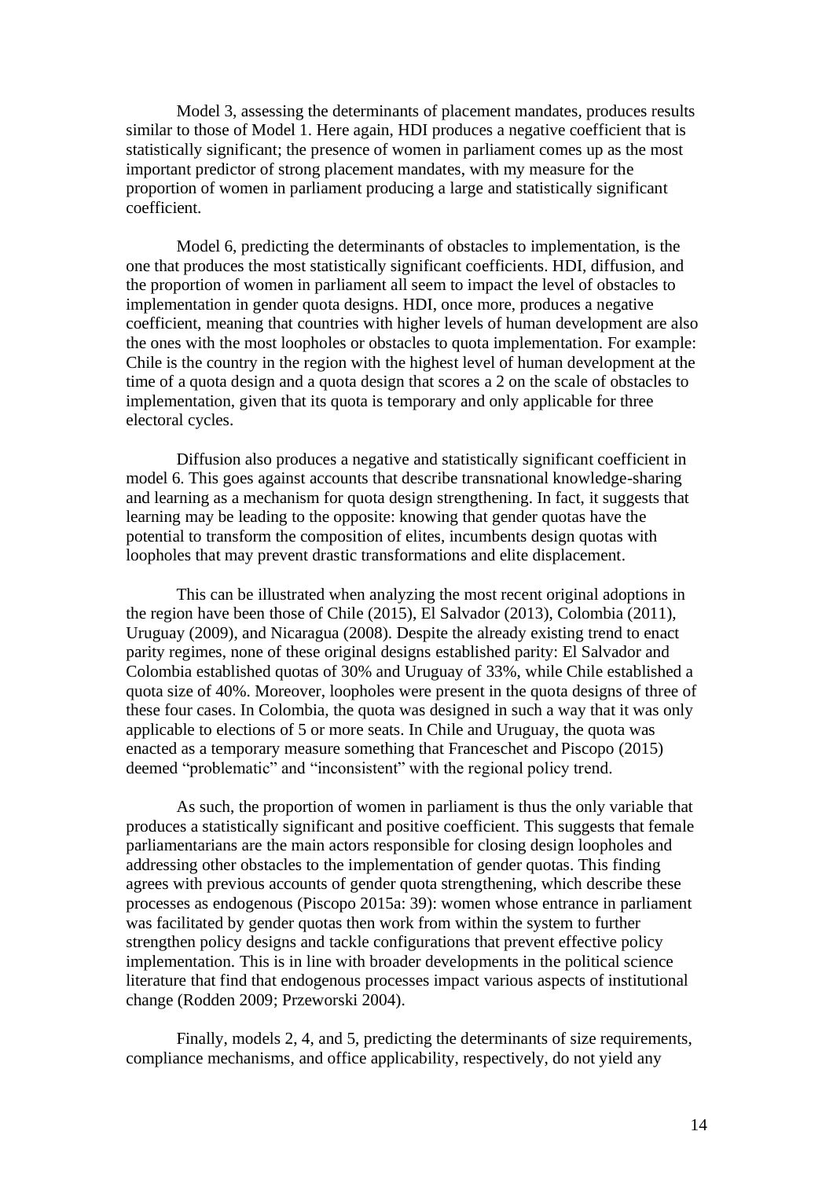Model 3, assessing the determinants of placement mandates, produces results similar to those of Model 1. Here again, HDI produces a negative coefficient that is statistically significant; the presence of women in parliament comes up as the most important predictor of strong placement mandates, with my measure for the proportion of women in parliament producing a large and statistically significant coefficient.

Model 6, predicting the determinants of obstacles to implementation, is the one that produces the most statistically significant coefficients. HDI, diffusion, and the proportion of women in parliament all seem to impact the level of obstacles to implementation in gender quota designs. HDI, once more, produces a negative coefficient, meaning that countries with higher levels of human development are also the ones with the most loopholes or obstacles to quota implementation. For example: Chile is the country in the region with the highest level of human development at the time of a quota design and a quota design that scores a 2 on the scale of obstacles to implementation, given that its quota is temporary and only applicable for three electoral cycles.

Diffusion also produces a negative and statistically significant coefficient in model 6. This goes against accounts that describe transnational knowledge-sharing and learning as a mechanism for quota design strengthening. In fact, it suggests that learning may be leading to the opposite: knowing that gender quotas have the potential to transform the composition of elites, incumbents design quotas with loopholes that may prevent drastic transformations and elite displacement.

This can be illustrated when analyzing the most recent original adoptions in the region have been those of Chile (2015), El Salvador (2013), Colombia (2011), Uruguay (2009), and Nicaragua (2008). Despite the already existing trend to enact parity regimes, none of these original designs established parity: El Salvador and Colombia established quotas of 30% and Uruguay of 33%, while Chile established a quota size of 40%. Moreover, loopholes were present in the quota designs of three of these four cases. In Colombia, the quota was designed in such a way that it was only applicable to elections of 5 or more seats. In Chile and Uruguay, the quota was enacted as a temporary measure something that Franceschet and Piscopo (2015) deemed "problematic" and "inconsistent" with the regional policy trend.

As such, the proportion of women in parliament is thus the only variable that produces a statistically significant and positive coefficient. This suggests that female parliamentarians are the main actors responsible for closing design loopholes and addressing other obstacles to the implementation of gender quotas. This finding agrees with previous accounts of gender quota strengthening, which describe these processes as endogenous (Piscopo 2015a: 39): women whose entrance in parliament was facilitated by gender quotas then work from within the system to further strengthen policy designs and tackle configurations that prevent effective policy implementation. This is in line with broader developments in the political science literature that find that endogenous processes impact various aspects of institutional change (Rodden 2009; Przeworski 2004).

Finally, models 2, 4, and 5, predicting the determinants of size requirements, compliance mechanisms, and office applicability, respectively, do not yield any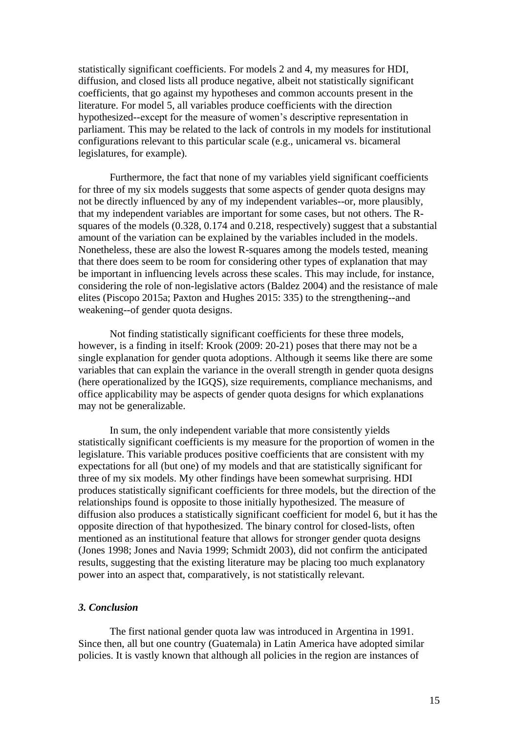statistically significant coefficients. For models 2 and 4, my measures for HDI, diffusion, and closed lists all produce negative, albeit not statistically significant coefficients, that go against my hypotheses and common accounts present in the literature. For model 5, all variables produce coefficients with the direction hypothesized--except for the measure of women's descriptive representation in parliament. This may be related to the lack of controls in my models for institutional configurations relevant to this particular scale (e.g., unicameral vs. bicameral legislatures, for example).

Furthermore, the fact that none of my variables yield significant coefficients for three of my six models suggests that some aspects of gender quota designs may not be directly influenced by any of my independent variables--or, more plausibly, that my independent variables are important for some cases, but not others. The R-squares of the models (0.328, 0.174 and 0.218, respectively) suggest that a substantial amount of the variation can be explained by the variables included in the models. Nonetheless, these are also the lowest R-squares among the models tested, meaning that there does seem to be room for considering other types of explanation that may be important in influencing levels across these scales. This may include, for instance, considering the role of non-legislative actors (Baldez 2004) and the resistance of male elites (Piscopo 2015a; Paxton and Hughes 2015: 335) to the strengthening--and weakening--of gender quota designs.

Not finding statistically significant coefficients for these three models, however, is a finding in itself: Krook (2009: 20-21) poses that there may not be a single explanation for gender quota adoptions. Although it seems like there are some variables that can explain the variance in the overall strength in gender quota designs (here operationalized by the IGQS), size requirements, compliance mechanisms, and office applicability may be aspects of gender quota designs for which explanations may not be generalizable.

In sum, the only independent variable that more consistently yields statistically significant coefficients is my measure for the proportion of women in the legislature. This variable produces positive coefficients that are consistent with my expectations for all (but one) of my models and that are statistically significant for three of my six models. My other findings have been somewhat surprising. HDI produces statistically significant coefficients for three models, but the direction of the relationships found is opposite to those initially hypothesized. The measure of diffusion also produces a statistically significant coefficient for model 6, but it has the opposite direction of that hypothesized. The binary control for closed-lists, often mentioned as an institutional feature that allows for stronger gender quota designs (Jones 1998; Jones and Navia 1999; Schmidt 2003), did not confirm the anticipated results, suggesting that the existing literature may be placing too much explanatory power into an aspect that, comparatively, is not statistically relevant.

### *3. Conclusion*

The first national gender quota law was introduced in Argentina in 1991. Since then, all but one country (Guatemala) in Latin America have adopted similar policies. It is vastly known that although all policies in the region are instances of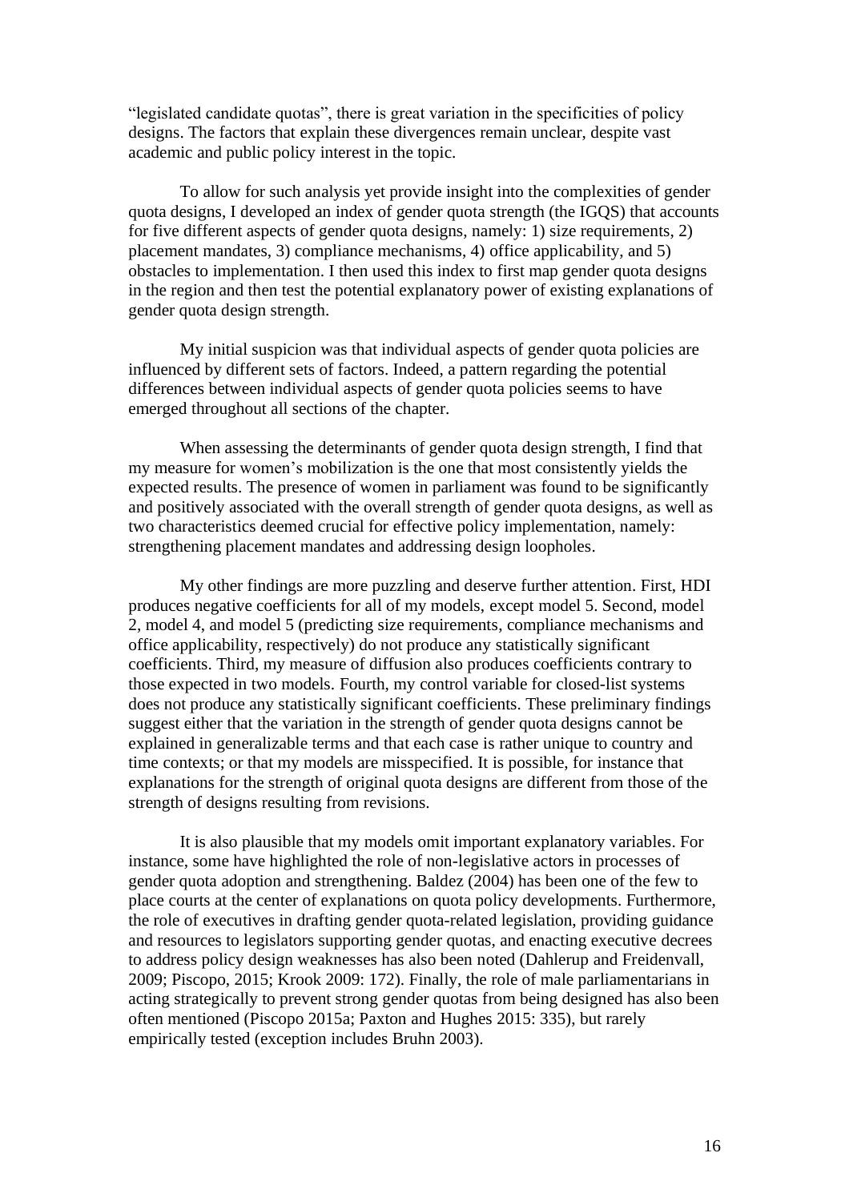"legislated candidate quotas", there is great variation in the specificities of policy designs. The factors that explain these divergences remain unclear, despite vast academic and public policy interest in the topic.

To allow for such analysis yet provide insight into the complexities of gender quota designs, I developed an index of gender quota strength (the IGQS) that accounts for five different aspects of gender quota designs, namely: 1) size requirements, 2) placement mandates, 3) compliance mechanisms, 4) office applicability, and 5) obstacles to implementation. I then used this index to first map gender quota designs in the region and then test the potential explanatory power of existing explanations of gender quota design strength.

My initial suspicion was that individual aspects of gender quota policies are influenced by different sets of factors. Indeed, a pattern regarding the potential differences between individual aspects of gender quota policies seems to have emerged throughout all sections of the chapter.

When assessing the determinants of gender quota design strength, I find that my measure for women's mobilization is the one that most consistently yields the expected results. The presence of women in parliament was found to be significantly and positively associated with the overall strength of gender quota designs, as well as two characteristics deemed crucial for effective policy implementation, namely: strengthening placement mandates and addressing design loopholes.

My other findings are more puzzling and deserve further attention. First, HDI produces negative coefficients for all of my models, except model 5. Second, model 2, model 4, and model 5 (predicting size requirements, compliance mechanisms and office applicability, respectively) do not produce any statistically significant coefficients. Third, my measure of diffusion also produces coefficients contrary to those expected in two models. Fourth, my control variable for closed-list systems does not produce any statistically significant coefficients. These preliminary findings suggest either that the variation in the strength of gender quota designs cannot be explained in generalizable terms and that each case is rather unique to country and time contexts; or that my models are misspecified. It is possible, for instance that explanations for the strength of original quota designs are different from those of the strength of designs resulting from revisions.

It is also plausible that my models omit important explanatory variables. For instance, some have highlighted the role of non-legislative actors in processes of gender quota adoption and strengthening. Baldez (2004) has been one of the few to place courts at the center of explanations on quota policy developments. Furthermore, the role of executives in drafting gender quota-related legislation, providing guidance and resources to legislators supporting gender quotas, and enacting executive decrees to address policy design weaknesses has also been noted (Dahlerup and Freidenvall, 2009; Piscopo, 2015; Krook 2009: 172). Finally, the role of male parliamentarians in acting strategically to prevent strong gender quotas from being designed has also been often mentioned (Piscopo 2015a; Paxton and Hughes 2015: 335), but rarely empirically tested (exception includes Bruhn 2003).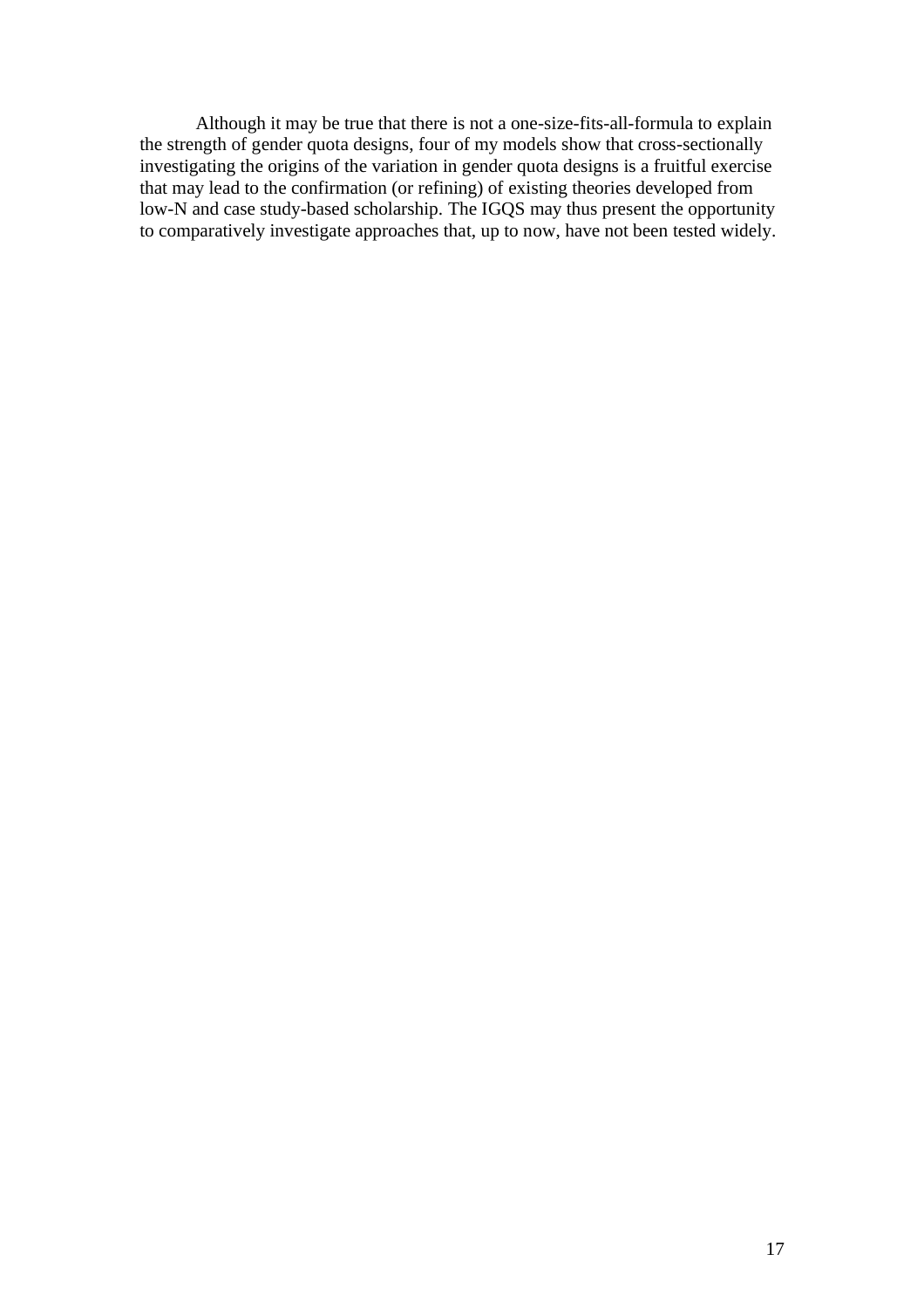Although it may be true that there is not a one-size-fits-all-formula to explain the strength of gender quota designs, four of my models show that cross-sectionally investigating the origins of the variation in gender quota designs is a fruitful exercise that may lead to the confirmation (or refining) of existing theories developed from low-N and case study-based scholarship. The IGQS may thus present the opportunity to comparatively investigate approaches that, up to now, have not been tested widely.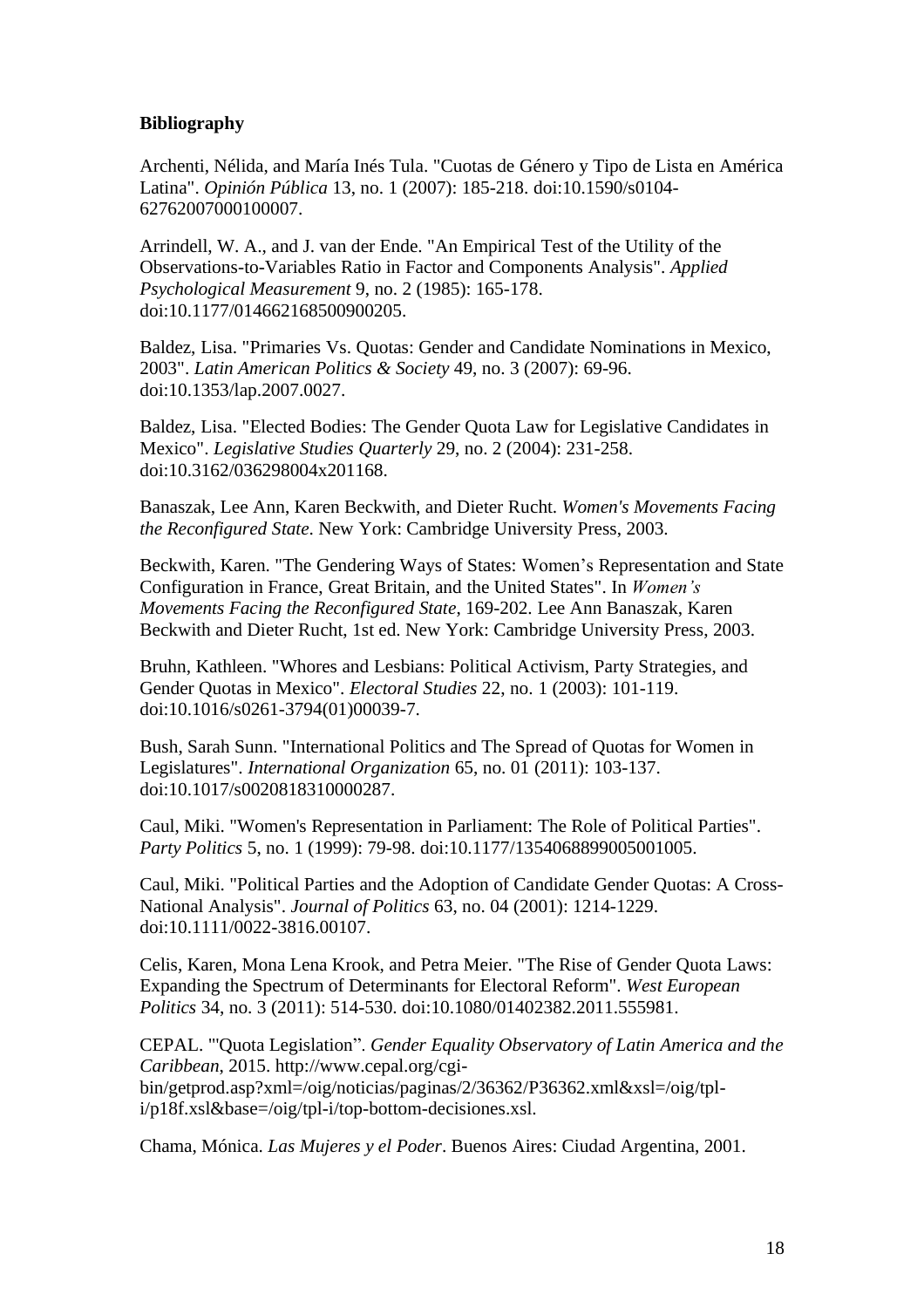**Bibliography**

Archenti, Nélida, and María Inés Tula. "Cuotas de Género y Tipo de Lista en América Latina". *Opinión Pública* 13, no. 1 (2007): 185-218. doi:10.1590/s0104-62762007000100007.

Arrindell, W. A., and J. van der Ende. "An Empirical Test of the Utility of the Observations-to-Variables Ratio in Factor and Components Analysis". *Applied Psychological Measurement* 9, no. 2 (1985): 165-178. doi:10.1177/014662168500900205.

Baldez, Lisa. "Primaries Vs. Quotas: Gender and Candidate Nominations in Mexico, 2003". *Latin American Politics & Society* 49, no. 3 (2007): 69-96. doi:10.1353/lap.2007.0027.

Baldez, Lisa. "Elected Bodies: The Gender Quota Law for Legislative Candidates in Mexico". *Legislative Studies Quarterly* 29, no. 2 (2004): 231-258. doi:10.3162/036298004x201168.

Banaszak, Lee Ann, Karen Beckwith, and Dieter Rucht. *Women's Movements Facing the Reconfigured State*. New York: Cambridge University Press, 2003.

Beckwith, Karen. "The Gendering Ways of States: Women's Representation and State Configuration in France, Great Britain, and the United States". In *Women's Movements Facing the Reconfigured State*, 169-202. Lee Ann Banaszak, Karen Beckwith and Dieter Rucht, 1st ed. New York: Cambridge University Press, 2003.

Bruhn, Kathleen. "Whores and Lesbians: Political Activism, Party Strategies, and Gender Quotas in Mexico". *Electoral Studies* 22, no. 1 (2003): 101-119. doi:10.1016/s0261-3794(01)00039-7.

Bush, Sarah Sunn. "International Politics and The Spread of Quotas for Women in Legislatures". *International Organization* 65, no. 01 (2011): 103-137. doi:10.1017/s0020818310000287.

Caul, Miki. "Women's Representation in Parliament: The Role of Political Parties". *Party Politics* 5, no. 1 (1999): 79-98. doi:10.1177/1354068899005001005.

Caul, Miki. "Political Parties and the Adoption of Candidate Gender Quotas: A Cross-National Analysis". *Journal of Politics* 63, no. 04 (2001): 1214-1229. doi:10.1111/0022-3816.00107.

Celis, Karen, Mona Lena Krook, and Petra Meier. "The Rise of Gender Quota Laws: Expanding the Spectrum of Determinants for Electoral Reform". *West European Politics* 34, no. 3 (2011): 514-530. doi:10.1080/01402382.2011.555981.

CEPAL. "'Quota Legislation". *Gender Equality Observatory of Latin America and the Caribbean*, 2015. http://www.cepal.org/cgi-bin/getprod.asp?xml=/oig/noticias/paginas/2/36362/P36362.xml&xsl=/oig/tpl-i/p18f.xsl&base=/oig/tpl-i/top-bottom-decisiones.xsl.

Chama, Mónica. *Las Mujeres y el Poder*. Buenos Aires: Ciudad Argentina, 2001.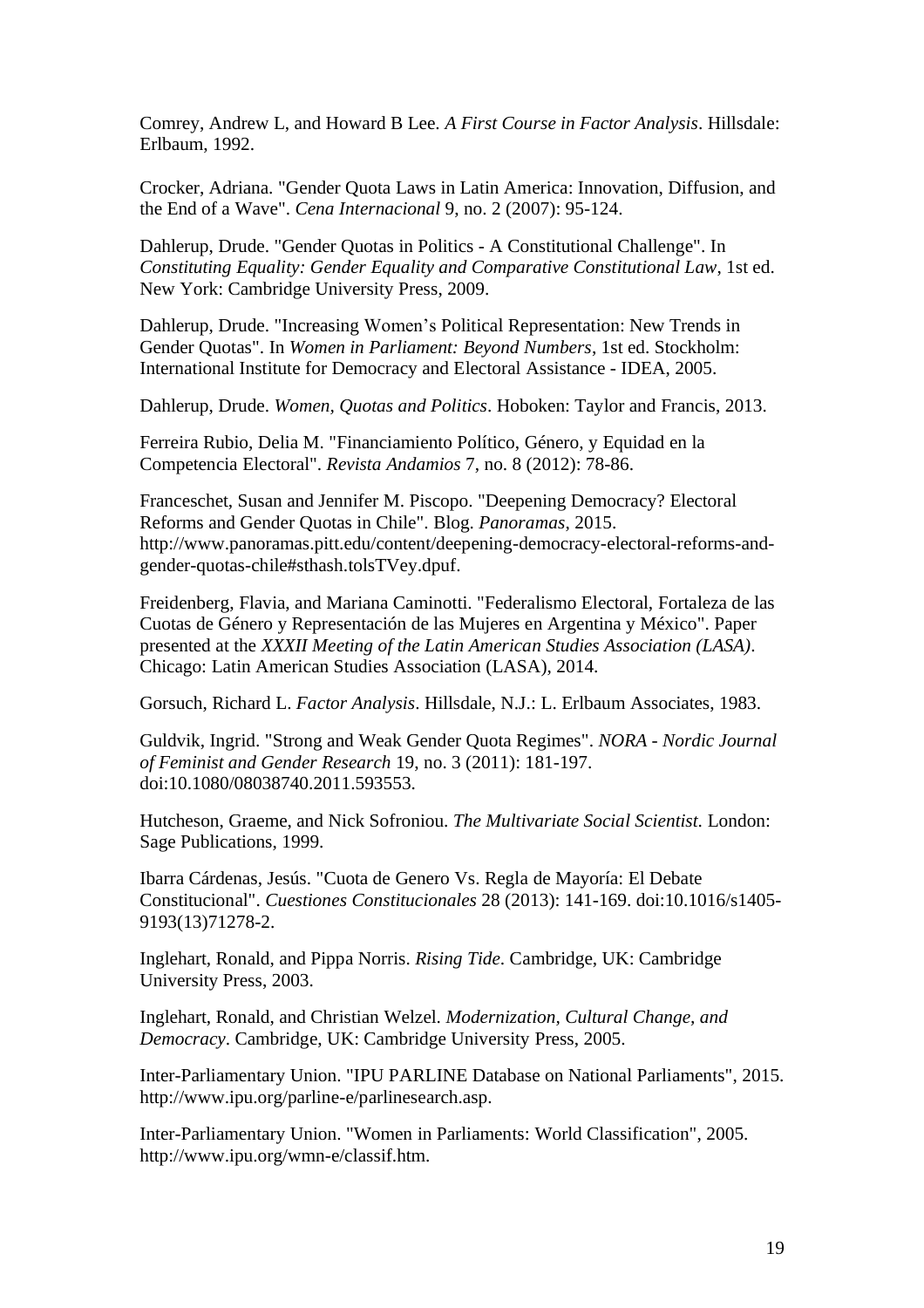Comrey, Andrew L, and Howard B Lee. *A First Course in Factor Analysis*. Hillsdale: Erlbaum, 1992.

Crocker, Adriana. "Gender Quota Laws in Latin America: Innovation, Diffusion, and the End of a Wave". *Cena Internacional* 9, no. 2 (2007): 95-124.

Dahlerup, Drude. "Gender Quotas in Politics - A Constitutional Challenge". In *Constituting Equality: Gender Equality and Comparative Constitutional Law*, 1st ed. New York: Cambridge University Press, 2009.

Dahlerup, Drude. "Increasing Women's Political Representation: New Trends in Gender Quotas". In *Women in Parliament: Beyond Numbers*, 1st ed. Stockholm: International Institute for Democracy and Electoral Assistance - IDEA, 2005.

Dahlerup, Drude. *Women, Quotas and Politics*. Hoboken: Taylor and Francis, 2013.

Ferreira Rubio, Delia M. "Financiamiento Político, Género, y Equidad en la Competencia Electoral". *Revista Andamios* 7, no. 8 (2012): 78-86.

Franceschet, Susan and Jennifer M. Piscopo. "Deepening Democracy? Electoral Reforms and Gender Quotas in Chile". Blog. *Panoramas*, 2015. http://www.panoramas.pitt.edu/content/deepening-democracy-electoral-reforms-and-gender-quotas-chile#sthash.tolsTVey.dpuf.

Freidenberg, Flavia, and Mariana Caminotti. "Federalismo Electoral, Fortaleza de las Cuotas de Género y Representación de las Mujeres en Argentina y México". Paper presented at the *XXXII Meeting of the Latin American Studies Association (LASA)*. Chicago: Latin American Studies Association (LASA), 2014.

Gorsuch, Richard L. *Factor Analysis*. Hillsdale, N.J.: L. Erlbaum Associates, 1983.

Guldvik, Ingrid. "Strong and Weak Gender Quota Regimes". *NORA - Nordic Journal of Feminist and Gender Research* 19, no. 3 (2011): 181-197. doi:10.1080/08038740.2011.593553.

Hutcheson, Graeme, and Nick Sofroniou. *The Multivariate Social Scientist.* London: Sage Publications, 1999.

Ibarra Cárdenas, Jesús. "Cuota de Genero Vs. Regla de Mayoría: El Debate Constitucional". *Cuestiones Constitucionales* 28 (2013): 141-169. doi:10.1016/s1405-9193(13)71278-2.

Inglehart, Ronald, and Pippa Norris. *Rising Tide*. Cambridge, UK: Cambridge University Press, 2003.

Inglehart, Ronald, and Christian Welzel. *Modernization, Cultural Change, and Democracy*. Cambridge, UK: Cambridge University Press, 2005.

Inter-Parliamentary Union. "IPU PARLINE Database on National Parliaments", 2015. http://www.ipu.org/parline-e/parlinesearch.asp.

Inter-Parliamentary Union. "Women in Parliaments: World Classification", 2005. http://www.ipu.org/wmn-e/classif.htm.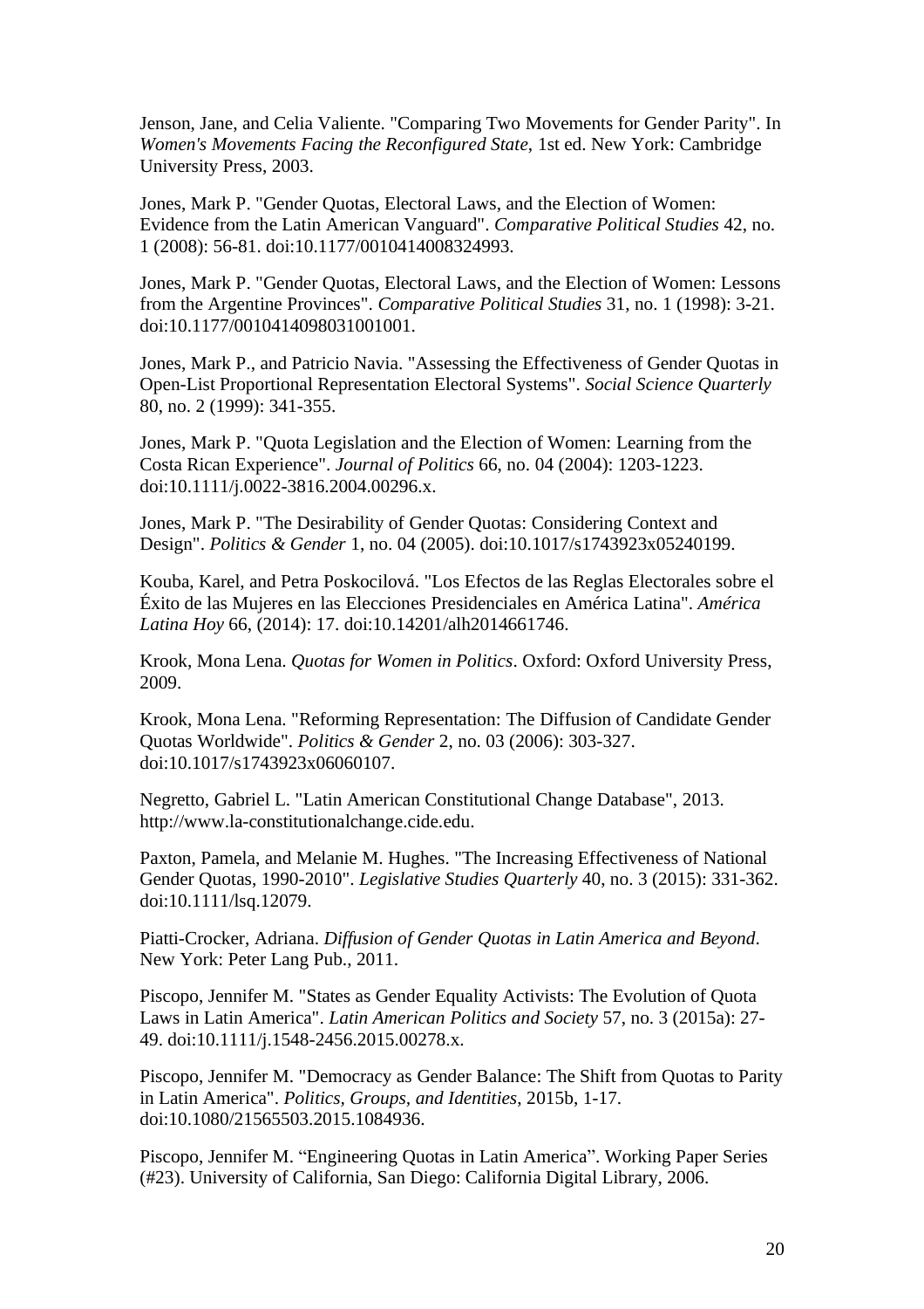Jenson, Jane, and Celia Valiente. "Comparing Two Movements for Gender Parity". In *Women's Movements Facing the Reconfigured State*, 1st ed. New York: Cambridge University Press, 2003.

Jones, Mark P. "Gender Quotas, Electoral Laws, and the Election of Women: Evidence from the Latin American Vanguard". *Comparative Political Studies* 42, no. 1 (2008): 56-81. doi:10.1177/0010414008324993.

Jones, Mark P. "Gender Quotas, Electoral Laws, and the Election of Women: Lessons from the Argentine Provinces". *Comparative Political Studies* 31, no. 1 (1998): 3-21. doi:10.1177/0010414098031001001.

Jones, Mark P., and Patricio Navia. "Assessing the Effectiveness of Gender Quotas in Open-List Proportional Representation Electoral Systems". *Social Science Quarterly* 80, no. 2 (1999): 341-355.

Jones, Mark P. "Quota Legislation and the Election of Women: Learning from the Costa Rican Experience". *Journal of Politics* 66, no. 04 (2004): 1203-1223. doi:10.1111/j.0022-3816.2004.00296.x.

Jones, Mark P. "The Desirability of Gender Quotas: Considering Context and Design". *Politics & Gender* 1, no. 04 (2005). doi:10.1017/s1743923x05240199.

Kouba, Karel, and Petra Poskocilová. "Los Efectos de las Reglas Electorales sobre el Éxito de las Mujeres en las Elecciones Presidenciales en América Latina". *América Latina Hoy* 66, (2014): 17. doi:10.14201/alh2014661746.

Krook, Mona Lena. *Quotas for Women in Politics*. Oxford: Oxford University Press, 2009.

Krook, Mona Lena. "Reforming Representation: The Diffusion of Candidate Gender Quotas Worldwide". *Politics & Gender* 2, no. 03 (2006): 303-327. doi:10.1017/s1743923x06060107.

Negretto, Gabriel L. "Latin American Constitutional Change Database", 2013. http://www.la-constitutionalchange.cide.edu.

Paxton, Pamela, and Melanie M. Hughes. "The Increasing Effectiveness of National Gender Quotas, 1990-2010". *Legislative Studies Quarterly* 40, no. 3 (2015): 331-362. doi:10.1111/lsq.12079.

Piatti-Crocker, Adriana. *Diffusion of Gender Quotas in Latin America and Beyond*. New York: Peter Lang Pub., 2011.

Piscopo, Jennifer M. "States as Gender Equality Activists: The Evolution of Quota Laws in Latin America". *Latin American Politics and Society* 57, no. 3 (2015a): 27-49. doi:10.1111/j.1548-2456.2015.00278.x.

Piscopo, Jennifer M. "Democracy as Gender Balance: The Shift from Quotas to Parity in Latin America". *Politics, Groups, and Identities*, 2015b, 1-17. doi:10.1080/21565503.2015.1084936.

Piscopo, Jennifer M. “Engineering Quotas in Latin America”. Working Paper Series (#23). University of California, San Diego: California Digital Library, 2006.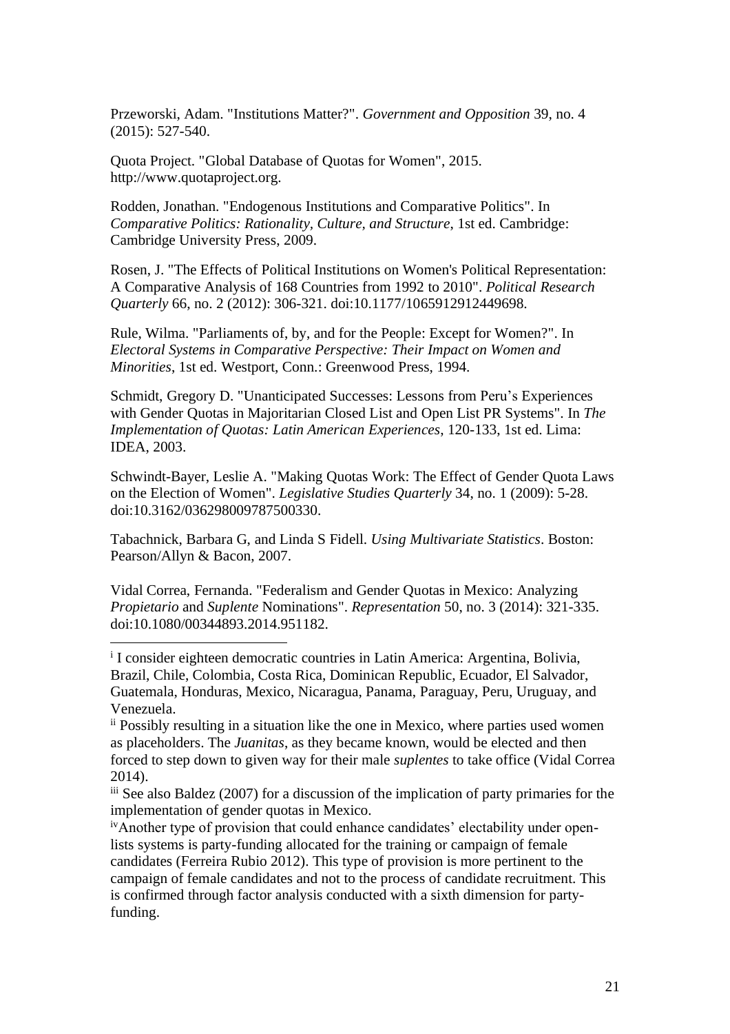Przeworski, Adam. "Institutions Matter?". *Government and Opposition* 39, no. 4 (2015): 527-540.

Quota Project. "Global Database of Quotas for Women", 2015. http://www.quotaproject.org.

Rodden, Jonathan. "Endogenous Institutions and Comparative Politics". In *Comparative Politics: Rationality, Culture, and Structure*, 1st ed. Cambridge: Cambridge University Press, 2009.

Rosen, J. "The Effects of Political Institutions on Women's Political Representation: A Comparative Analysis of 168 Countries from 1992 to 2010". *Political Research Quarterly* 66, no. 2 (2012): 306-321. doi:10.1177/1065912912449698.

Rule, Wilma. "Parliaments of, by, and for the People: Except for Women?". In *Electoral Systems in Comparative Perspective: Their Impact on Women and Minorities*, 1st ed. Westport, Conn.: Greenwood Press, 1994.

Schmidt, Gregory D. "Unanticipated Successes: Lessons from Peru's Experiences with Gender Quotas in Majoritarian Closed List and Open List PR Systems". In *The Implementation of Quotas: Latin American Experiences*, 120-133, 1st ed. Lima: IDEA, 2003.

Schwindt-Bayer, Leslie A. "Making Quotas Work: The Effect of Gender Quota Laws on the Election of Women". *Legislative Studies Quarterly* 34, no. 1 (2009): 5-28. doi:10.3162/036298009787500330.

Tabachnick, Barbara G, and Linda S Fidell. *Using Multivariate Statistics*. Boston: Pearson/Allyn & Bacon, 2007.

Vidal Correa, Fernanda. "Federalism and Gender Quotas in Mexico: Analyzing *Propietario* and *Suplente* Nominations". *Representation* 50, no. 3 (2014): 321-335. doi:10.1080/00344893.2014.951182.

---

[i] I consider eighteen democratic countries in Latin America: Argentina, Bolivia, Brazil, Chile, Colombia, Costa Rica, Dominican Republic, Ecuador, El Salvador, Guatemala, Honduras, Mexico, Nicaragua, Panama, Paraguay, Peru, Uruguay, and Venezuela.

[ii] Possibly resulting in a situation like the one in Mexico, where parties used women as placeholders. The *Juanitas*, as they became known, would be elected and then forced to step down to given way for their male *suplentes* to take office (Vidal Correa 2014).

[iii] See also Baldez (2007) for a discussion of the implication of party primaries for the implementation of gender quotas in Mexico.

[iv] Another type of provision that could enhance candidates' electability under open-lists systems is party-funding allocated for the training or campaign of female candidates (Ferreira Rubio 2012). This type of provision is more pertinent to the campaign of female candidates and not to the process of candidate recruitment. This is confirmed through factor analysis conducted with a sixth dimension for party-funding.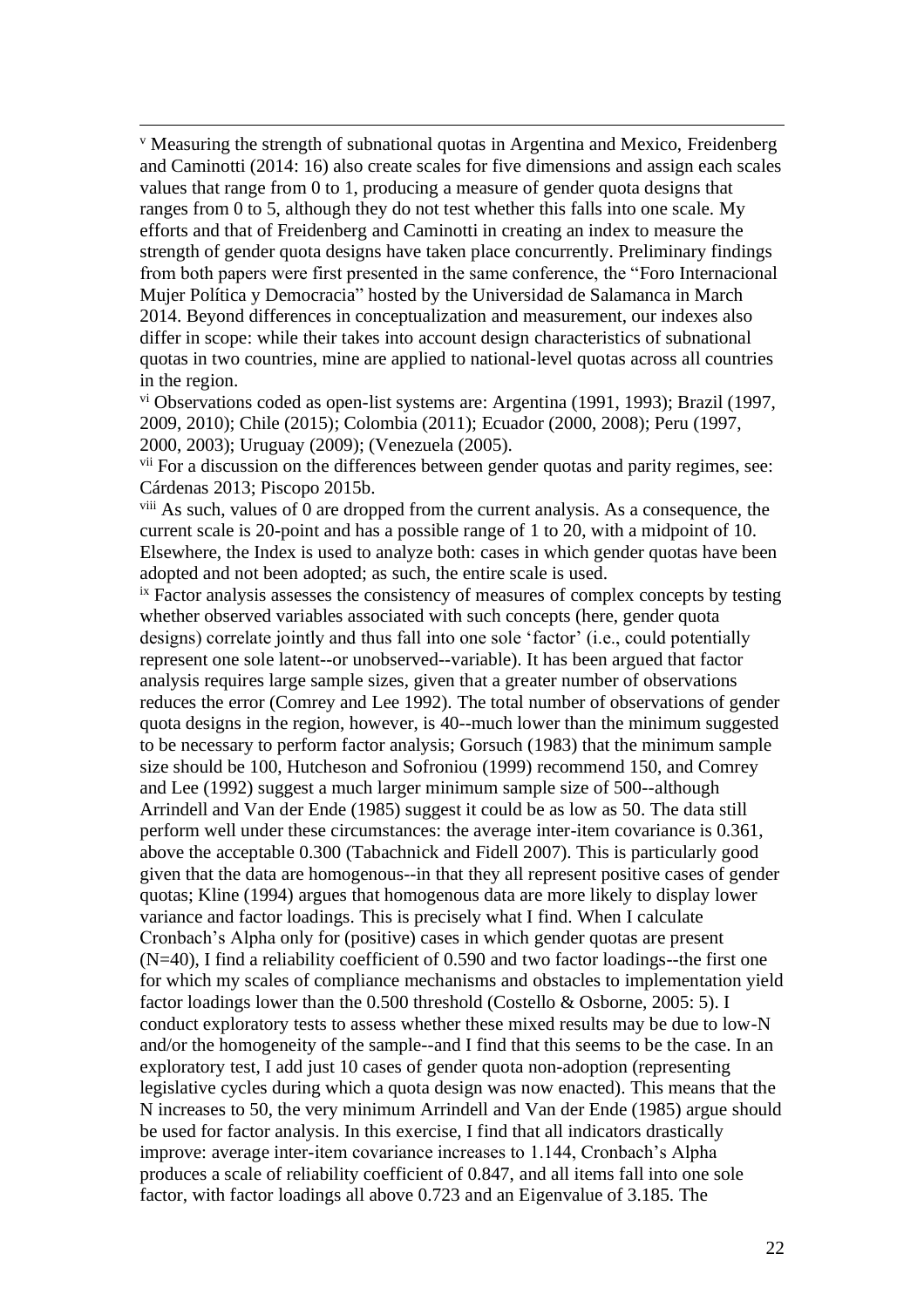[v] Measuring the strength of subnational quotas in Argentina and Mexico, Freidenberg and Caminotti (2014: 16) also create scales for five dimensions and assign each scales values that range from 0 to 1, producing a measure of gender quota designs that ranges from 0 to 5, although they do not test whether this falls into one scale. My efforts and that of Freidenberg and Caminotti in creating an index to measure the strength of gender quota designs have taken place concurrently. Preliminary findings from both papers were first presented in the same conference, the "Foro Internacional Mujer Política y Democracia" hosted by the Universidad de Salamanca in March 2014. Beyond differences in conceptualization and measurement, our indexes also differ in scope: while their takes into account design characteristics of subnational quotas in two countries, mine are applied to national-level quotas across all countries in the region.

[vi] Observations coded as open-list systems are: Argentina (1991, 1993); Brazil (1997, 2009, 2010); Chile (2015); Colombia (2011); Ecuador (2000, 2008); Peru (1997, 2000, 2003); Uruguay (2009); (Venezuela (2005).

[vii] For a discussion on the differences between gender quotas and parity regimes, see: Cárdenas 2013; Piscopo 2015b.

[viii] As such, values of 0 are dropped from the current analysis. As a consequence, the current scale is 20-point and has a possible range of 1 to 20, with a midpoint of 10. Elsewhere, the Index is used to analyze both: cases in which gender quotas have been adopted and not been adopted; as such, the entire scale is used.

[ix] Factor analysis assesses the consistency of measures of complex concepts by testing whether observed variables associated with such concepts (here, gender quota designs) correlate jointly and thus fall into one sole 'factor' (i.e., could potentially represent one sole latent--or unobserved--variable). It has been argued that factor analysis requires large sample sizes, given that a greater number of observations reduces the error (Comrey and Lee 1992). The total number of observations of gender quota designs in the region, however, is 40--much lower than the minimum suggested to be necessary to perform factor analysis; Gorsuch (1983) that the minimum sample size should be 100, Hutcheson and Sofroniou (1999) recommend 150, and Comrey and Lee (1992) suggest a much larger minimum sample size of 500--although Arrindell and Van der Ende (1985) suggest it could be as low as 50. The data still perform well under these circumstances: the average inter-item covariance is 0.361, above the acceptable 0.300 (Tabachnick and Fidell 2007). This is particularly good given that the data are homogenous--in that they all represent positive cases of gender quotas; Kline (1994) argues that homogenous data are more likely to display lower variance and factor loadings. This is precisely what I find. When I calculate Cronbach's Alpha only for (positive) cases in which gender quotas are present (N=40), I find a reliability coefficient of 0.590 and two factor loadings--the first one for which my scales of compliance mechanisms and obstacles to implementation yield factor loadings lower than the 0.500 threshold (Costello & Osborne, 2005: 5). I conduct exploratory tests to assess whether these mixed results may be due to low-N and/or the homogeneity of the sample--and I find that this seems to be the case. In an exploratory test, I add just 10 cases of gender quota non-adoption (representing legislative cycles during which a quota design was now enacted). This means that the N increases to 50, the very minimum Arrindell and Van der Ende (1985) argue should be used for factor analysis. In this exercise, I find that all indicators drastically improve: average inter-item covariance increases to 1.144, Cronbach's Alpha produces a scale of reliability coefficient of 0.847, and all items fall into one sole factor, with factor loadings all above 0.723 and an Eigenvalue of 3.185. The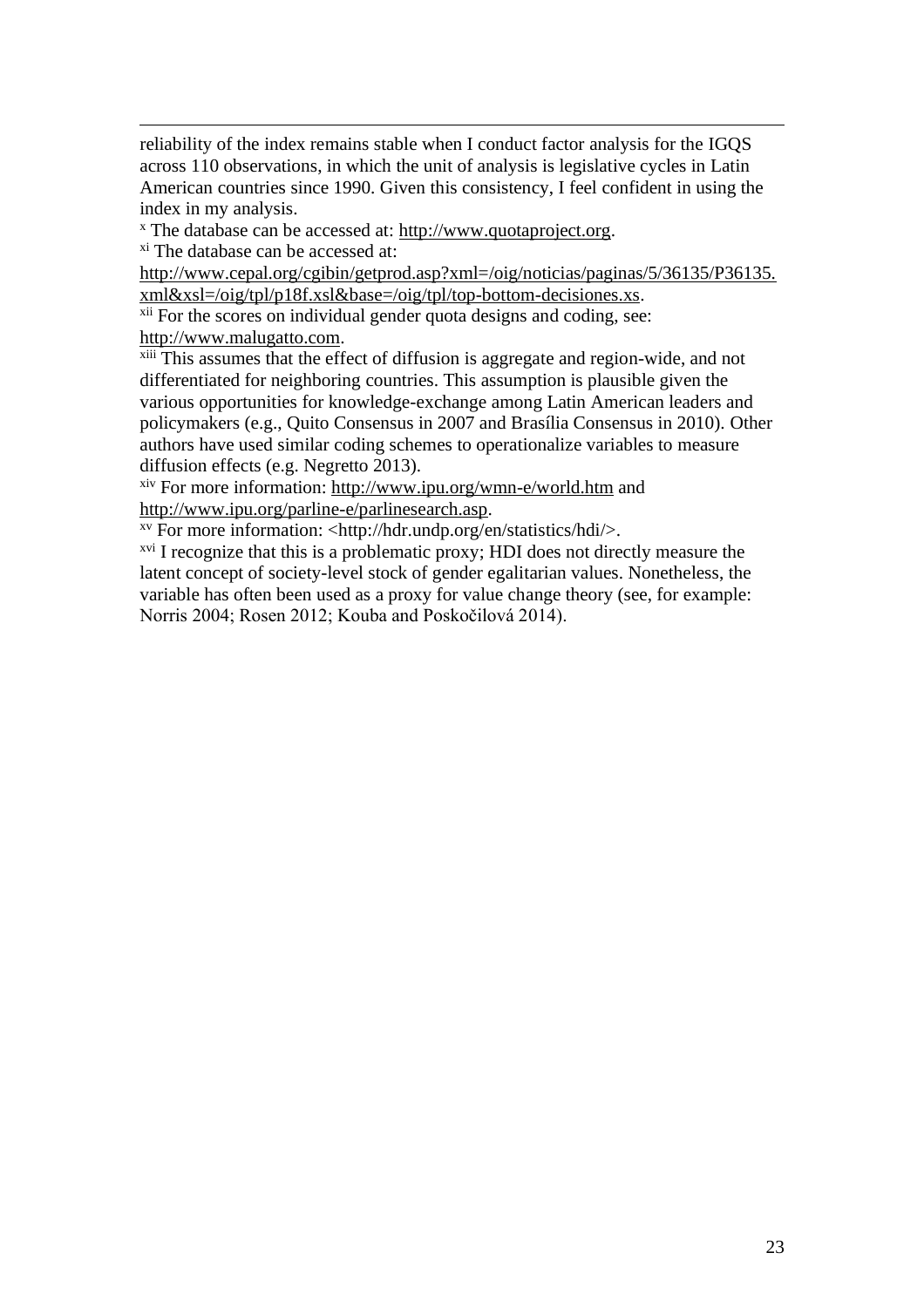reliability of the index remains stable when I conduct factor analysis for the IGQS across 110 observations, in which the unit of analysis is legislative cycles in Latin American countries since 1990. Given this consistency, I feel confident in using the index in my analysis.

[x] The database can be accessed at: http://www.quotaproject.org.

[xi] The database can be accessed at: http://www.cepal.org/cgibin/getprod.asp?xml=/oig/noticias/paginas/5/36135/P36135.xml&xsl=/oig/tpl/p18f.xsl&base=/oig/tpl/top-bottom-decisiones.xs.

[xii] For the scores on individual gender quota designs and coding, see: http://www.malugatto.com.

[xiii] This assumes that the effect of diffusion is aggregate and region-wide, and not differentiated for neighboring countries. This assumption is plausible given the various opportunities for knowledge-exchange among Latin American leaders and policymakers (e.g., Quito Consensus in 2007 and Brasília Consensus in 2010). Other authors have used similar coding schemes to operationalize variables to measure diffusion effects (e.g. Negretto 2013).

[xiv] For more information: http://www.ipu.org/wmn-e/world.htm and http://www.ipu.org/parline-e/parlinesearch.asp.

[xv] For more information: <http://hdr.undp.org/en/statistics/hdi/>.

[xvi] I recognize that this is a problematic proxy; HDI does not directly measure the latent concept of society-level stock of gender egalitarian values. Nonetheless, the variable has often been used as a proxy for value change theory (see, for example: Norris 2004; Rosen 2012; Kouba and Poskočilová 2014).